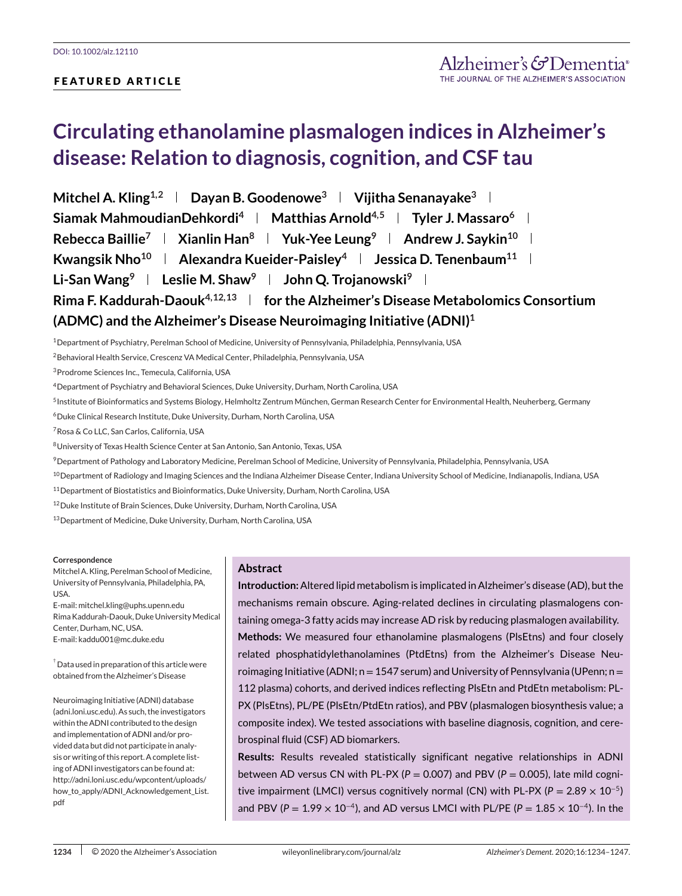DOI: 10.1002/alz.12110

**FEATURED ARTICLE**

# Circulating ethanolamine plasmalogen indices in Alzheimer's disease: Relation to diagnosis, cognition, and CSF tau

**Mitchel A. Kling[1,2] | Dayan B. Goodenowe[3] | Vijitha Senanayake[3] | Siamak MahmoudianDehkordi[4] | Matthias Arnold[4,5] | Tyler J. Massaro[6] | Rebecca Baillie[7] | Xianlin Han[8] | Yuk-Yee Leung[9] | Andrew J. Saykin[10] | Kwangsik Nho[10] | Alexandra Kueider-Paisley[4] | Jessica D. Tenenbaum[11] | Li-San Wang[9] | Leslie M. Shaw[9] | John Q. Trojanowski[9] | Rima F. Kaddurah-Daouk[4,12,13] | for the Alzheimer's Disease Metabolomics Consortium (ADMC) and the Alzheimer's Disease Neuroimaging Initiative (ADNI)[1]**

[1]Department of Psychiatry, Perelman School of Medicine, University of Pennsylvania, Philadelphia, Pennsylvania, USA

[2]Behavioral Health Service, Crescenz VA Medical Center, Philadelphia, Pennsylvania, USA

[3]Prodrome Sciences Inc., Temecula, California, USA

[4]Department of Psychiatry and Behavioral Sciences, Duke University, Durham, North Carolina, USA

[5]Institute of Bioinformatics and Systems Biology, Helmholtz Zentrum München, German Research Center for Environmental Health, Neuherberg, Germany

[6]Duke Clinical Research Institute, Duke University, Durham, North Carolina, USA

[7]Rosa & Co LLC, San Carlos, California, USA

[8]University of Texas Health Science Center at San Antonio, San Antonio, Texas, USA

[9]Department of Pathology and Laboratory Medicine, Perelman School of Medicine, University of Pennsylvania, Philadelphia, Pennsylvania, USA

[10]Department of Radiology and Imaging Sciences and the Indiana Alzheimer Disease Center, Indiana University School of Medicine, Indianapolis, Indiana, USA

[11]Department of Biostatistics and Bioinformatics, Duke University, Durham, North Carolina, USA

[12]Duke Institute of Brain Sciences, Duke University, Durham, North Carolina, USA

[13]Department of Medicine, Duke University, Durham, North Carolina, USA

**Correspondence**

Mitchel A. Kling, Perelman School of Medicine, University of Pennsylvania, Philadelphia, PA, USA.
E-mail: mitchel.kling@uphs.upenn.edu

Rima Kaddurah-Daouk, Duke University Medical Center, Durham, NC, USA.
E-mail: kaddu001@mc.duke.edu

[†]Data used in preparation of this article were obtained from the Alzheimer's Disease Neuroimaging Initiative (ADNI) database (adni.loni.usc.edu). As such, the investigators within the ADNI contributed to the design and implementation of ADNI and/or provided data but did not participate in analysis or writing of this report. A complete listing of ADNI investigators can be found at: http://adni.loni.usc.edu/wpcontent/uploads/how_to_apply/ADNI_Acknowledgement_List.pdf

## Abstract

**Introduction:** Altered lipid metabolism is implicated in Alzheimer's disease (AD), but the mechanisms remain obscure. Aging-related declines in circulating plasmalogens containing omega-3 fatty acids may increase AD risk by reducing plasmalogen availability.

**Methods:** We measured four ethanolamine plasmalogens (PlsEtns) and four closely related phosphatidylethanolamines (PtdEtns) from the Alzheimer's Disease Neuroimaging Initiative (ADNI; n = 1547 serum) and University of Pennsylvania (UPenn; n = 112 plasma) cohorts, and derived indices reflecting PlsEtn and PtdEtn metabolism: PL-PX (PlsEtns), PL/PE (PlsEtn/PtdEtn ratios), and PBV (plasmalogen biosynthesis value; a composite index). We tested associations with baseline diagnosis, cognition, and cerebrospinal fluid (CSF) AD biomarkers.

**Results:** Results revealed statistically significant negative relationships in ADNI between AD versus CN with PL-PX ($P = 0.007$) and PBV ($P = 0.005$), late mild cognitive impairment (LMCI) versus cognitively normal (CN) with PL-PX ($P = 2.89 \times 10^{-5}$) and PBV ($P = 1.99 \times 10^{-4}$), and AD versus LMCI with PL/PE ($P = 1.85 \times 10^{-4}$). In the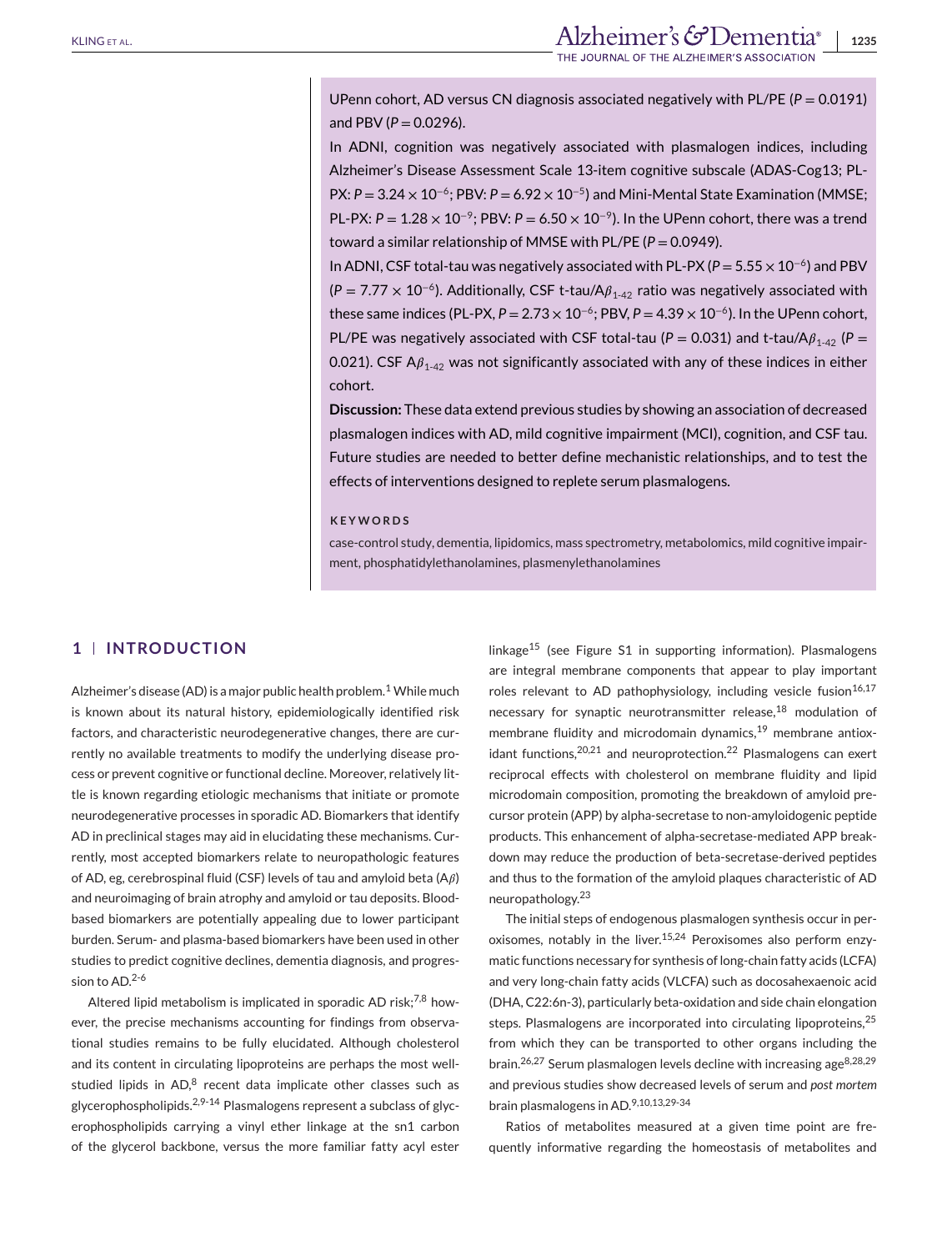UPenn cohort, AD versus CN diagnosis associated negatively with PL/PE ($P = 0.0191$) and PBV ($P = 0.0296$).

In ADNI, cognition was negatively associated with plasmalogen indices, including Alzheimer's Disease Assessment Scale 13-item cognitive subscale (ADAS-Cog13; PL-PX: $P = 3.24 \times 10^{-6}$; PBV: $P = 6.92 \times 10^{-5}$) and Mini-Mental State Examination (MMSE; PL-PX: $P = 1.28 \times 10^{-9}$; PBV: $P = 6.50 \times 10^{-9}$). In the UPenn cohort, there was a trend toward a similar relationship of MMSE with PL/PE ($P = 0.0949$).

In ADNI, CSF total-tau was negatively associated with PL-PX ($P = 5.55 \times 10^{-6}$) and PBV ($P = 7.77 \times 10^{-6}$). Additionally, CSF t-tau/A$\beta_{1\text{-}42}$ ratio was negatively associated with these same indices (PL-PX, $P = 2.73 \times 10^{-6}$; PBV, $P = 4.39 \times 10^{-6}$). In the UPenn cohort, PL/PE was negatively associated with CSF total-tau ($P = 0.031$) and t-tau/A$\beta_{1\text{-}42}$ ($P = 0.021$). CSF A$\beta_{1\text{-}42}$ was not significantly associated with any of these indices in either cohort.

**Discussion:** These data extend previous studies by showing an association of decreased plasmalogen indices with AD, mild cognitive impairment (MCI), cognition, and CSF tau. Future studies are needed to better define mechanistic relationships, and to test the effects of interventions designed to replete serum plasmalogens.

**KEYWORDS**

case-control study, dementia, lipidomics, mass spectrometry, metabolomics, mild cognitive impairment, phosphatidylethanolamines, plasmenylethanolamines

## 1 | INTRODUCTION

Alzheimer's disease (AD) is a major public health problem.[1] While much is known about its natural history, epidemiologically identified risk factors, and characteristic neurodegenerative changes, there are currently no available treatments to modify the underlying disease process or prevent cognitive or functional decline. Moreover, relatively little is known regarding etiologic mechanisms that initiate or promote neurodegenerative processes in sporadic AD. Biomarkers that identify AD in preclinical stages may aid in elucidating these mechanisms. Currently, most accepted biomarkers relate to neuropathologic features of AD, eg, cerebrospinal fluid (CSF) levels of tau and amyloid beta (A$\beta$) and neuroimaging of brain atrophy and amyloid or tau deposits. Blood-based biomarkers are potentially appealing due to lower participant burden. Serum- and plasma-based biomarkers have been used in other studies to predict cognitive declines, dementia diagnosis, and progression to AD.[2-6]

Altered lipid metabolism is implicated in sporadic AD risk;[7,8] however, the precise mechanisms accounting for findings from observational studies remains to be fully elucidated. Although cholesterol and its content in circulating lipoproteins are perhaps the most well-studied lipids in AD,[8] recent data implicate other classes such as glycerophospholipids.[2,9-14] Plasmalogens represent a subclass of glycerophospholipids carrying a vinyl ether linkage at the sn1 carbon of the glycerol backbone, versus the more familiar fatty acyl ester linkage[15] (see Figure S1 in supporting information). Plasmalogens are integral membrane components that appear to play important roles relevant to AD pathophysiology, including vesicle fusion[16,17] necessary for synaptic neurotransmitter release,[18] modulation of membrane fluidity and microdomain dynamics,[19] membrane antioxidant functions,[20,21] and neuroprotection.[22] Plasmalogens can exert reciprocal effects with cholesterol on membrane fluidity and lipid microdomain composition, promoting the breakdown of amyloid precursor protein (APP) by alpha-secretase to non-amyloidogenic peptide products. This enhancement of alpha-secretase-mediated APP breakdown may reduce the production of beta-secretase-derived peptides and thus to the formation of the amyloid plaques characteristic of AD neuropathology.[23]

The initial steps of endogenous plasmalogen synthesis occur in peroxisomes, notably in the liver.[15,24] Peroxisomes also perform enzymatic functions necessary for synthesis of long-chain fatty acids (LCFA) and very long-chain fatty acids (VLCFA) such as docosahexaenoic acid (DHA, C22:6n-3), particularly beta-oxidation and side chain elongation steps. Plasmalogens are incorporated into circulating lipoproteins,[25] from which they can be transported to other organs including the brain.[26,27] Serum plasmalogen levels decline with increasing age[8,28,29] and previous studies show decreased levels of serum and *post mortem* brain plasmalogens in AD.[9,10,13,29-34]

Ratios of metabolites measured at a given time point are frequently informative regarding the homeostasis of metabolites and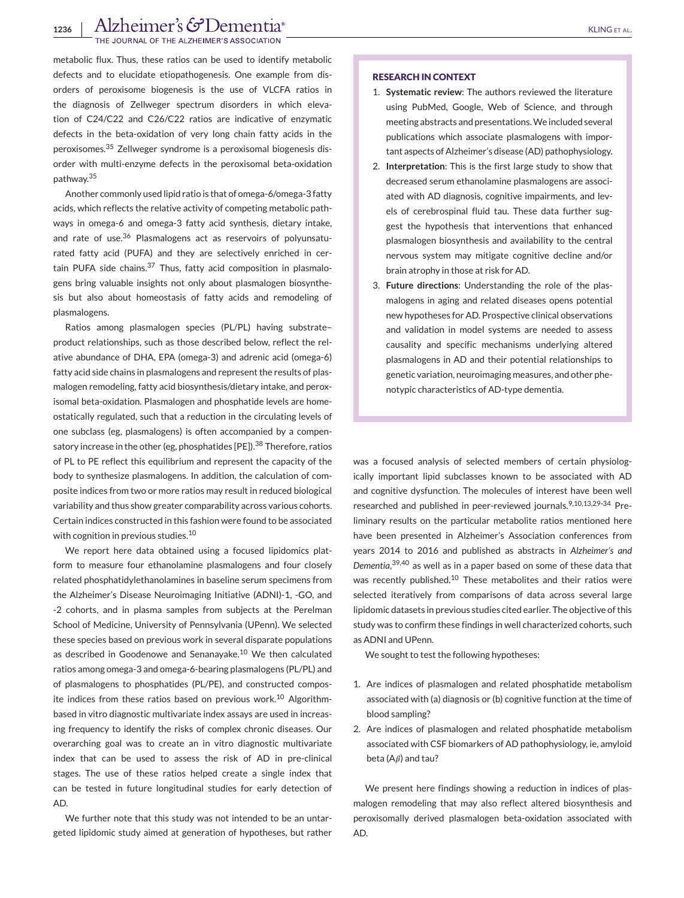metabolic flux. Thus, these ratios can be used to identify metabolic defects and to elucidate etiopathogenesis. One example from disorders of peroxisome biogenesis is the use of VLCFA ratios in the diagnosis of Zellweger spectrum disorders in which elevation of C24/C22 and C26/C22 ratios are indicative of enzymatic defects in the beta-oxidation of very long chain fatty acids in the peroxisomes.[35] Zellweger syndrome is a peroxisomal biogenesis disorder with multi-enzyme defects in the peroxisomal beta-oxidation pathway.[35]

Another commonly used lipid ratio is that of omega-6/omega-3 fatty acids, which reflects the relative activity of competing metabolic pathways in omega-6 and omega-3 fatty acid synthesis, dietary intake, and rate of use.[36] Plasmalogens act as reservoirs of polyunsaturated fatty acid (PUFA) and they are selectively enriched in certain PUFA side chains.[37] Thus, fatty acid composition in plasmalogens bring valuable insights not only about plasmalogen biosynthesis but also about homeostasis of fatty acids and remodeling of plasmalogens.

Ratios among plasmalogen species (PL/PL) having substrate–product relationships, such as those described below, reflect the relative abundance of DHA, EPA (omega-3) and adrenic acid (omega-6) fatty acid side chains in plasmalogens and represent the results of plasmalogen remodeling, fatty acid biosynthesis/dietary intake, and peroxisomal beta-oxidation. Plasmalogen and phosphatide levels are homeostatically regulated, such that a reduction in the circulating levels of one subclass (eg, plasmalogens) is often accompanied by a compensatory increase in the other (eg, phosphatides [PE]).[38] Therefore, ratios of PL to PE reflect this equilibrium and represent the capacity of the body to synthesize plasmalogens. In addition, the calculation of composite indices from two or more ratios may result in reduced biological variability and thus show greater comparability across various cohorts. Certain indices constructed in this fashion were found to be associated with cognition in previous studies.[10]

We report here data obtained using a focused lipidomics platform to measure four ethanolamine plasmalogens and four closely related phosphatidylethanolamines in baseline serum specimens from the Alzheimer's Disease Neuroimaging Initiative (ADNI)-1, -GO, and -2 cohorts, and in plasma samples from subjects at the Perelman School of Medicine, University of Pennsylvania (UPenn). We selected these species based on previous work in several disparate populations as described in Goodenowe and Senanayake.[10] We then calculated ratios among omega-3 and omega-6-bearing plasmalogens (PL/PL) and of plasmalogens to phosphatides (PL/PE), and constructed composite indices from these ratios based on previous work.[10] Algorithm-based in vitro diagnostic multivariate index assays are used in increasing frequency to identify the risks of complex chronic diseases. Our overarching goal was to create an in vitro diagnostic multivariate index that can be used to assess the risk of AD in pre-clinical stages. The use of these ratios helped create a single index that can be tested in future longitudinal studies for early detection of AD.

We further note that this study was not intended to be an untargeted lipidomic study aimed at generation of hypotheses, but rather was a focused analysis of selected members of certain physiologically important lipid subclasses known to be associated with AD and cognitive dysfunction. The molecules of interest have been well researched and published in peer-reviewed journals.[9,10,13,29-34] Preliminary results on the particular metabolite ratios mentioned here have been presented in Alzheimer's Association conferences from years 2014 to 2016 and published as abstracts in *Alzheimer's and Dementia*,[39,40] as well as in a paper based on some of these data that was recently published.[10] These metabolites and their ratios were selected iteratively from comparisons of data across several large lipidomic datasets in previous studies cited earlier. The objective of this study was to confirm these findings in well characterized cohorts, such as ADNI and UPenn.

We sought to test the following hypotheses:

1. Are indices of plasmalogen and related phosphatide metabolism associated with (a) diagnosis or (b) cognitive function at the time of blood sampling?
2. Are indices of plasmalogen and related phosphatide metabolism associated with CSF biomarkers of AD pathophysiology, ie, amyloid beta (A$\beta$) and tau?

We present here findings showing a reduction in indices of plasmalogen remodeling that may also reflect altered biosynthesis and peroxisomally derived plasmalogen beta-oxidation associated with AD.

**RESEARCH IN CONTEXT**

1. **Systematic review**: The authors reviewed the literature using PubMed, Google, Web of Science, and through meeting abstracts and presentations. We included several publications which associate plasmalogens with important aspects of Alzheimer's disease (AD) pathophysiology.
2. **Interpretation**: This is the first large study to show that decreased serum ethanolamine plasmalogens are associated with AD diagnosis, cognitive impairments, and levels of cerebrospinal fluid tau. These data further suggest the hypothesis that interventions that enhanced plasmalogen biosynthesis and availability to the central nervous system may mitigate cognitive decline and/or brain atrophy in those at risk for AD.
3. **Future directions**: Understanding the role of the plasmalogens in aging and related diseases opens potential new hypotheses for AD. Prospective clinical observations and validation in model systems are needed to assess causality and specific mechanisms underlying altered plasmalogens in AD and their potential relationships to genetic variation, neuroimaging measures, and other phenotypic characteristics of AD-type dementia.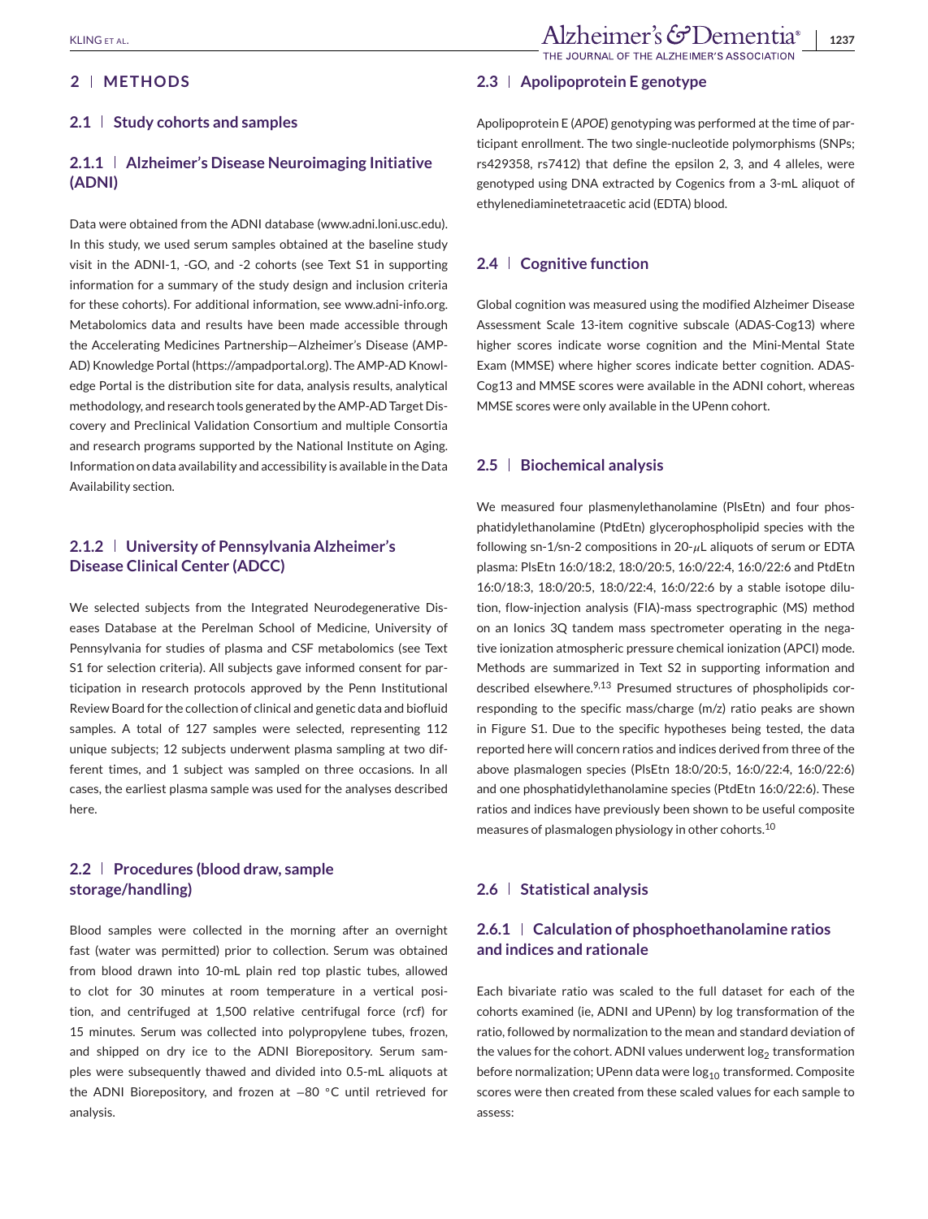## 2 | METHODS

### 2.1 | Study cohorts and samples

#### 2.1.1 | Alzheimer's Disease Neuroimaging Initiative (ADNI)

Data were obtained from the ADNI database (www.adni.loni.usc.edu). In this study, we used serum samples obtained at the baseline study visit in the ADNI-1, -GO, and -2 cohorts (see Text S1 in supporting information for a summary of the study design and inclusion criteria for these cohorts). For additional information, see www.adni-info.org. Metabolomics data and results have been made accessible through the Accelerating Medicines Partnership—Alzheimer's Disease (AMP-AD) Knowledge Portal (https://ampadportal.org). The AMP-AD Knowledge Portal is the distribution site for data, analysis results, analytical methodology, and research tools generated by the AMP-AD Target Discovery and Preclinical Validation Consortium and multiple Consortia and research programs supported by the National Institute on Aging. Information on data availability and accessibility is available in the Data Availability section.

#### 2.1.2 | University of Pennsylvania Alzheimer's Disease Clinical Center (ADCC)

We selected subjects from the Integrated Neurodegenerative Diseases Database at the Perelman School of Medicine, University of Pennsylvania for studies of plasma and CSF metabolomics (see Text S1 for selection criteria). All subjects gave informed consent for participation in research protocols approved by the Penn Institutional Review Board for the collection of clinical and genetic data and biofluid samples. A total of 127 samples were selected, representing 112 unique subjects; 12 subjects underwent plasma sampling at two different times, and 1 subject was sampled on three occasions. In all cases, the earliest plasma sample was used for the analyses described here.

### 2.2 | Procedures (blood draw, sample storage/handling)

Blood samples were collected in the morning after an overnight fast (water was permitted) prior to collection. Serum was obtained from blood drawn into 10-mL plain red top plastic tubes, allowed to clot for 30 minutes at room temperature in a vertical position, and centrifuged at 1,500 relative centrifugal force (rcf) for 15 minutes. Serum was collected into polypropylene tubes, frozen, and shipped on dry ice to the ADNI Biorepository. Serum samples were subsequently thawed and divided into 0.5-mL aliquots at the ADNI Biorepository, and frozen at −80 °C until retrieved for analysis.

### 2.3 | Apolipoprotein E genotype

Apolipoprotein E (*APOE*) genotyping was performed at the time of participant enrollment. The two single-nucleotide polymorphisms (SNPs; rs429358, rs7412) that define the epsilon 2, 3, and 4 alleles, were genotyped using DNA extracted by Cogenics from a 3-mL aliquot of ethylenediaminetetraacetic acid (EDTA) blood.

### 2.4 | Cognitive function

Global cognition was measured using the modified Alzheimer Disease Assessment Scale 13-item cognitive subscale (ADAS-Cog13) where higher scores indicate worse cognition and the Mini-Mental State Exam (MMSE) where higher scores indicate better cognition. ADAS-Cog13 and MMSE scores were available in the ADNI cohort, whereas MMSE scores were only available in the UPenn cohort.

### 2.5 | Biochemical analysis

We measured four plasmenylethanolamine (PlsEtn) and four phosphatidylethanolamine (PtdEtn) glycerophospholipid species with the following sn-1/sn-2 compositions in 20-$\mu$L aliquots of serum or EDTA plasma: PlsEtn 16:0/18:2, 18:0/20:5, 16:0/22:4, 16:0/22:6 and PtdEtn 16:0/18:3, 18:0/20:5, 18:0/22:4, 16:0/22:6 by a stable isotope dilution, flow-injection analysis (FIA)-mass spectrographic (MS) method on an Ionics 3Q tandem mass spectrometer operating in the negative ionization atmospheric pressure chemical ionization (APCI) mode. Methods are summarized in Text S2 in supporting information and described elsewhere.[9,13] Presumed structures of phospholipids corresponding to the specific mass/charge (m/z) ratio peaks are shown in Figure S1. Due to the specific hypotheses being tested, the data reported here will concern ratios and indices derived from three of the above plasmalogen species (PlsEtn 18:0/20:5, 16:0/22:4, 16:0/22:6) and one phosphatidylethanolamine species (PtdEtn 16:0/22:6). These ratios and indices have previously been shown to be useful composite measures of plasmalogen physiology in other cohorts.[10]

### 2.6 | Statistical analysis

#### 2.6.1 | Calculation of phosphoethanolamine ratios and indices and rationale

Each bivariate ratio was scaled to the full dataset for each of the cohorts examined (ie, ADNI and UPenn) by log transformation of the ratio, followed by normalization to the mean and standard deviation of the values for the cohort. ADNI values underwent $\log_2$ transformation before normalization; UPenn data were $\log_{10}$ transformed. Composite scores were then created from these scaled values for each sample to assess: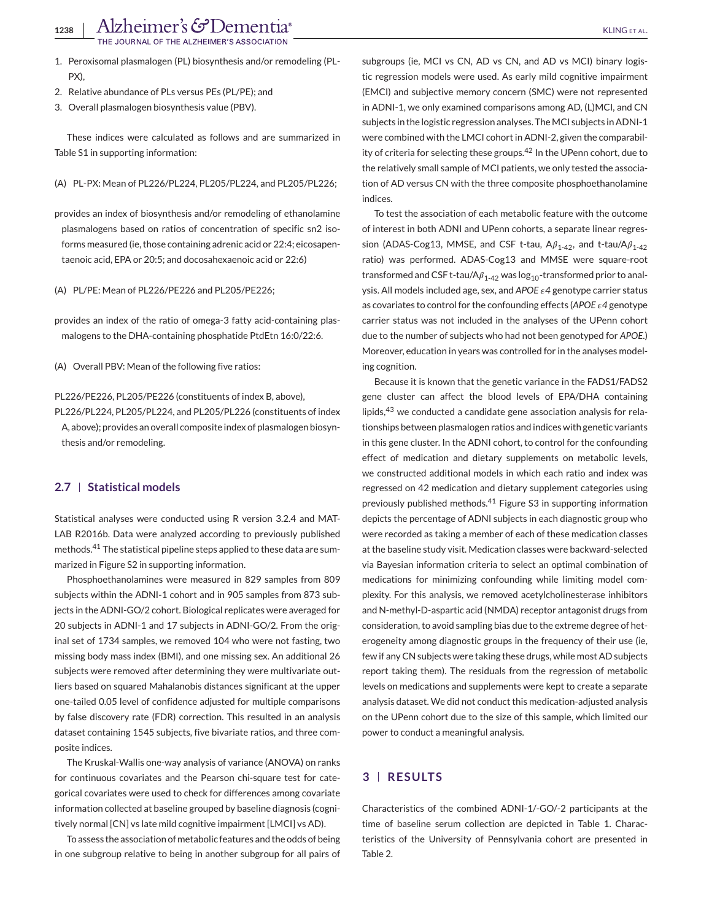1. Peroxisomal plasmalogen (PL) biosynthesis and/or remodeling (PL-PX),
2. Relative abundance of PLs versus PEs (PL/PE); and
3. Overall plasmalogen biosynthesis value (PBV).

These indices were calculated as follows and are summarized in Table S1 in supporting information:

(A) PL-PX: Mean of PL226/PL224, PL205/PL224, and PL205/PL226;

provides an index of biosynthesis and/or remodeling of ethanolamine plasmalogens based on ratios of concentration of specific sn2 isoforms measured (ie, those containing adrenic acid or 22:4; eicosapentaenoic acid, EPA or 20:5; and docosahexaenoic acid or 22:6)

(A) PL/PE: Mean of PL226/PE226 and PL205/PE226;

provides an index of the ratio of omega-3 fatty acid-containing plasmalogens to the DHA-containing phosphatide PtdEtn 16:0/22:6.

(A) Overall PBV: Mean of the following five ratios:

PL226/PE226, PL205/PE226 (constituents of index B, above), PL226/PL224, PL205/PL224, and PL205/PL226 (constituents of index A, above); provides an overall composite index of plasmalogen biosynthesis and/or remodeling.

### 2.7 | Statistical models

Statistical analyses were conducted using R version 3.2.4 and MATLAB R2016b. Data were analyzed according to previously published methods.[41] The statistical pipeline steps applied to these data are summarized in Figure S2 in supporting information.

Phosphoethanolamines were measured in 829 samples from 809 subjects within the ADNI-1 cohort and in 905 samples from 873 subjects in the ADNI-GO/2 cohort. Biological replicates were averaged for 20 subjects in ADNI-1 and 17 subjects in ADNI-GO/2. From the original set of 1734 samples, we removed 104 who were not fasting, two missing body mass index (BMI), and one missing sex. An additional 26 subjects were removed after determining they were multivariate outliers based on squared Mahalanobis distances significant at the upper one-tailed 0.05 level of confidence adjusted for multiple comparisons by false discovery rate (FDR) correction. This resulted in an analysis dataset containing 1545 subjects, five bivariate ratios, and three composite indices.

The Kruskal-Wallis one-way analysis of variance (ANOVA) on ranks for continuous covariates and the Pearson chi-square test for categorical covariates were used to check for differences among covariate information collected at baseline grouped by baseline diagnosis (cognitively normal [CN] vs late mild cognitive impairment [LMCI] vs AD).

To assess the association of metabolic features and the odds of being in one subgroup relative to being in another subgroup for all pairs of subgroups (ie, MCI vs CN, AD vs CN, and AD vs MCI) binary logistic regression models were used. As early mild cognitive impairment (EMCI) and subjective memory concern (SMC) were not represented in ADNI-1, we only examined comparisons among AD, (L)MCI, and CN subjects in the logistic regression analyses. The MCI subjects in ADNI-1 were combined with the LMCI cohort in ADNI-2, given the comparability of criteria for selecting these groups.[42] In the UPenn cohort, due to the relatively small sample of MCI patients, we only tested the association of AD versus CN with the three composite phosphoethanolamine indices.

To test the association of each metabolic feature with the outcome of interest in both ADNI and UPenn cohorts, a separate linear regression (ADAS-Cog13, MMSE, and CSF t-tau, $A\beta_{1\text{-}42}$, and t-tau/$A\beta_{1\text{-}42}$ ratio) was performed. ADAS-Cog13 and MMSE were square-root transformed and CSF t-tau/$A\beta_{1\text{-}42}$ was $\log_{10}$-transformed prior to analysis. All models included age, sex, and *APOE ε4* genotype carrier status as covariates to control for the confounding effects (*APOE ε4* genotype carrier status was not included in the analyses of the UPenn cohort due to the number of subjects who had not been genotyped for *APOE*.) Moreover, education in years was controlled for in the analyses modeling cognition.

Because it is known that the genetic variance in the FADS1/FADS2 gene cluster can affect the blood levels of EPA/DHA containing lipids,[43] we conducted a candidate gene association analysis for relationships between plasmalogen ratios and indices with genetic variants in this gene cluster. In the ADNI cohort, to control for the confounding effect of medication and dietary supplements on metabolic levels, we constructed additional models in which each ratio and index was regressed on 42 medication and dietary supplement categories using previously published methods.[41] Figure S3 in supporting information depicts the percentage of ADNI subjects in each diagnostic group who were recorded as taking a member of each of these medication classes at the baseline study visit. Medication classes were backward-selected via Bayesian information criteria to select an optimal combination of medications for minimizing confounding while limiting model complexity. For this analysis, we removed acetylcholinesterase inhibitors and N-methyl-D-aspartic acid (NMDA) receptor antagonist drugs from consideration, to avoid sampling bias due to the extreme degree of heterogeneity among diagnostic groups in the frequency of their use (ie, few if any CN subjects were taking these drugs, while most AD subjects report taking them). The residuals from the regression of metabolic levels on medications and supplements were kept to create a separate analysis dataset. We did not conduct this medication-adjusted analysis on the UPenn cohort due to the size of this sample, which limited our power to conduct a meaningful analysis.

## 3 | RESULTS

Characteristics of the combined ADNI-1/-GO/-2 participants at the time of baseline serum collection are depicted in Table 1. Characteristics of the University of Pennsylvania cohort are presented in Table 2.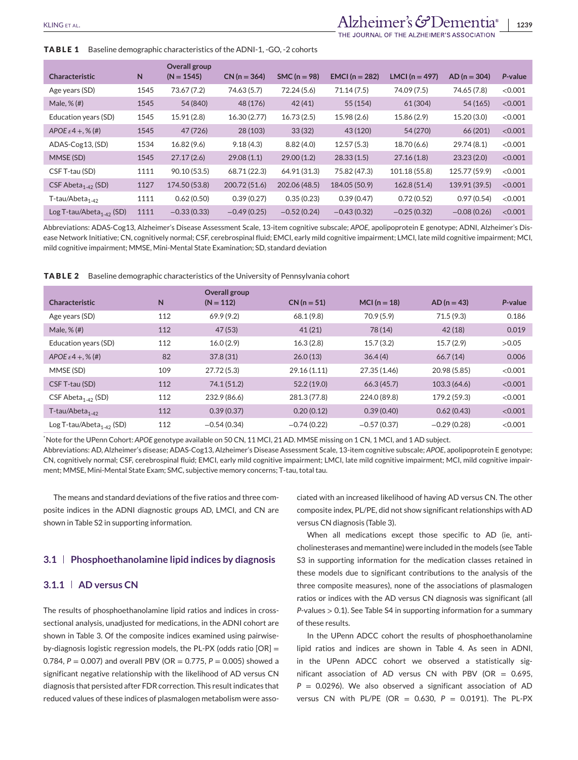**TABLE 1** Baseline demographic characteristics of the ADNI-1, -GO, -2 cohorts

| Characteristic | N | Overall group (N = 1545) | CN (n = 364) | SMC (n = 98) | EMCI (n = 282) | LMCI (n = 497) | AD (n = 304) | *P*-value |
|---|---|---|---|---|---|---|---|---|
| Age years (SD) | 1545 | 73.67 (7.2) | 74.63 (5.7) | 72.24 (5.6) | 71.14 (7.5) | 74.09 (7.5) | 74.65 (7.8) | <0.001 |
| Male, % (#) | 1545 | 54 (840) | 48 (176) | 42 (41) | 55 (154) | 61 (304) | 54 (165) | <0.001 |
| Education years (SD) | 1545 | 15.91 (2.8) | 16.30 (2.77) | 16.73 (2.5) | 15.98 (2.6) | 15.86 (2.9) | 15.20 (3.0) | <0.001 |
| *APOE* $\varepsilon 4+$, % (#) | 1545 | 47 (726) | 28 (103) | 33 (32) | 43 (120) | 54 (270) | 66 (201) | <0.001 |
| ADAS-Cog13, (SD) | 1534 | 16.82 (9.6) | 9.18 (4.3) | 8.82 (4.0) | 12.57 (5.3) | 18.70 (6.6) | 29.74 (8.1) | <0.001 |
| MMSE (SD) | 1545 | 27.17 (2.6) | 29.08 (1.1) | 29.00 (1.2) | 28.33 (1.5) | 27.16 (1.8) | 23.23 (2.0) | <0.001 |
| CSF T-tau (SD) | 1111 | 90.10 (53.5) | 68.71 (22.3) | 64.91 (31.3) | 75.82 (47.3) | 101.18 (55.8) | 125.77 (59.9) | <0.001 |
| CSF Abeta$_{1\text{-}42}$ (SD) | 1127 | 174.50 (53.8) | 200.72 (51.6) | 202.06 (48.5) | 184.05 (50.9) | 162.8 (51.4) | 139.91 (39.5) | <0.001 |
| T-tau/Abeta$_{1\text{-}42}$ | 1111 | 0.62 (0.50) | 0.39 (0.27) | 0.35 (0.23) | 0.39 (0.47) | 0.72 (0.52) | 0.97 (0.54) | <0.001 |
| Log T-tau/Abeta$_{1\text{-}42}$ (SD) | 1111 | −0.33 (0.33) | −0.49 (0.25) | −0.52 (0.24) | −0.43 (0.32) | −0.25 (0.32) | −0.08 (0.26) | <0.001 |

Abbreviations: ADAS-Cog13, Alzheimer's Disease Assessment Scale, 13-item cognitive subscale; *APOE*, apolipoprotein E genotype; ADNI, Alzheimer's Disease Network Initiative; CN, cognitively normal; CSF, cerebrospinal fluid; EMCI, early mild cognitive impairment; LMCI, late mild cognitive impairment; MCI, mild cognitive impairment; MMSE, Mini-Mental State Examination; SD, standard deviation

**TABLE 2** Baseline demographic characteristics of the University of Pennsylvania cohort

| Characteristic | N | Overall group (N = 112) | CN (n = 51) | MCI (n = 18) | AD (n = 43) | *P*-value |
|---|---|---|---|---|---|---|
| Age years (SD) | 112 | 69.9 (9.2) | 68.1 (9.8) | 70.9 (5.9) | 71.5 (9.3) | 0.186 |
| Male, % (#) | 112 | 47 (53) | 41 (21) | 78 (14) | 42 (18) | 0.019 |
| Education years (SD) | 112 | 16.0 (2.9) | 16.3 (2.8) | 15.7 (3.2) | 15.7 (2.9) | >0.05 |
| *APOE* $\varepsilon 4+$, % (#) | 82 | 37.8 (31) | 26.0 (13) | 36.4 (4) | 66.7 (14) | 0.006 |
| MMSE (SD) | 109 | 27.72 (5.3) | 29.16 (1.11) | 27.35 (1.46) | 20.98 (5.85) | <0.001 |
| CSF T-tau (SD) | 112 | 74.1 (51.2) | 52.2 (19.0) | 66.3 (45.7) | 103.3 (64.6) | <0.001 |
| CSF Abeta$_{1\text{-}42}$ (SD) | 112 | 232.9 (86.6) | 281.3 (77.8) | 224.0 (89.8) | 179.2 (59.3) | <0.001 |
| T-tau/Abeta$_{1\text{-}42}$ | 112 | 0.39 (0.37) | 0.20 (0.12) | 0.39 (0.40) | 0.62 (0.43) | <0.001 |
| Log T-tau/Abeta$_{1\text{-}42}$ (SD) | 112 | −0.54 (0.34) | −0.74 (0.22) | −0.57 (0.37) | −0.29 (0.28) | <0.001 |

*Note for the UPenn Cohort: *APOE* genotype available on 50 CN, 11 MCI, 21 AD. MMSE missing on 1 CN, 1 MCI, and 1 AD subject.
Abbreviations: AD, Alzheimer's disease; ADAS-Cog13, Alzheimer's Disease Assessment Scale, 13-item cognitive subscale; *APOE*, apolipoprotein E genotype; CN, cognitively normal; CSF, cerebrospinal fluid; EMCI, early mild cognitive impairment; LMCI, late mild cognitive impairment; MCI, mild cognitive impairment; MMSE, Mini-Mental State Exam; SMC, subjective memory concerns; T-tau, total tau.

The means and standard deviations of the five ratios and three composite indices in the ADNI diagnostic groups AD, LMCI, and CN are shown in Table S2 in supporting information.

## 3.1 | Phosphoethanolamine lipid indices by diagnosis

### 3.1.1 | AD versus CN

The results of phosphoethanolamine lipid ratios and indices in cross-sectional analysis, unadjusted for medications, in the ADNI cohort are shown in Table 3. Of the composite indices examined using pairwise-by-diagnosis logistic regression models, the PL-PX (odds ratio [OR] = 0.784, $P = 0.007$) and overall PBV (OR = 0.775, $P = 0.005$) showed a significant negative relationship with the likelihood of AD versus CN diagnosis that persisted after FDR correction. This result indicates that reduced values of these indices of plasmalogen metabolism were associated with an increased likelihood of having AD versus CN. The other composite index, PL/PE, did not show significant relationships with AD versus CN diagnosis (Table 3).

When all medications except those specific to AD (ie, anticholinesterases and memantine) were included in the models (see Table S3 in supporting information for the medication classes retained in these models due to significant contributions to the analysis of the three composite measures), none of the associations of plasmalogen ratios or indices with the AD versus CN diagnosis was significant (all *P*-values > 0.1). See Table S4 in supporting information for a summary of these results.

In the UPenn ADCC cohort the results of phosphoethanolamine lipid ratios and indices are shown in Table 4. As seen in ADNI, in the UPenn ADCC cohort we observed a statistically significant association of AD versus CN with PBV (OR = 0.695, $P = 0.0296$). We also observed a significant association of AD versus CN with PL/PE (OR = 0.630, $P = 0.0191$). The PL-PX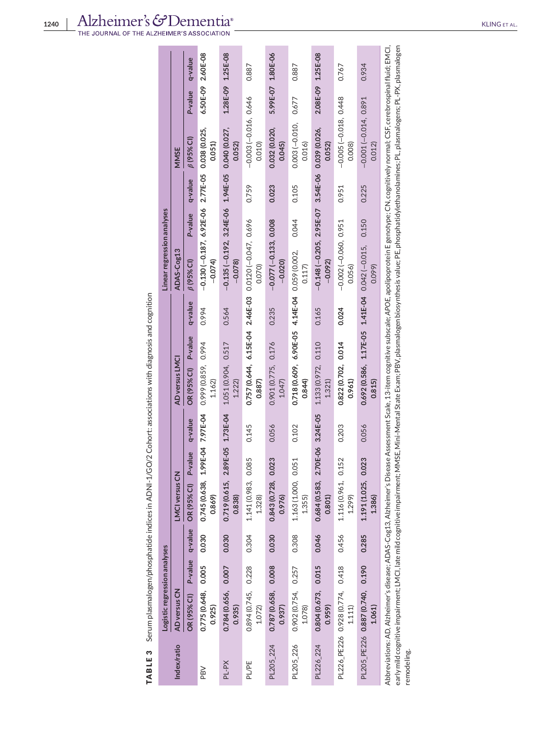**TABLE 3** Serum plasmalogen/phosphatide indices in ADNI-1/GO/2 Cohort: associations with diagnosis and cognition

| Index/ratio | Logistic regression analyses | | | | | | | | | Linear regression analyses | | | | | |
|---|---|---|---|---|---|---|---|---|---|---|---|---|---|---|---|
| | AD versus CN | | | LMCI versus CN | | | AD versus LMCI | | | ADAS-Cog13 | | | MMSE | | |
| | OR (95% CI) | P-value | q-value | OR (95% CI) | P-value | q-value | OR (95% CI) | P-value | q-value | β (95% CI) | P-value | q-value | β (95% CI) | P-value | q-value |
| PBV | **0.775 (0.648, 0.925)** | **0.005** | **0.030** | **0.745 (0.638, 0.869)** | **1.99E-04** | **7.97E-04** | 0.999 (0.859, 1.162) | 0.994 | 0.994 | **−0.130 (−0.187, −0.074)** | **6.92E-06** | **2.77E-05** | **0.038 (0.025, 0.051)** | **6.50E-09** | **2.60E-08** |
| PL-PX | **0.784 (0.656, 0.935)** | **0.007** | **0.030** | **0.719 (0.615, 0.838)** | **2.89E-05** | **1.73E-04** | 1.051 (0.904, 1.222) | 0.517 | 0.564 | **−0.135 (−0.192, −0.078)** | **3.24E-06** | **1.94E-05** | **0.040 (0.027, 0.052)** | **1.28E-09** | **1.25E-08** |
| PL/PE | 0.894 (0.745, 1.072) | 0.228 | 0.304 | 1.141 (0.983, 1.328) | 0.085 | 0.145 | **0.757 (0.644, 0.887)** | **6.15E-04** | **2.46E-03** | 0.0120 (−0.047, 0.070) | 0.696 | 0.759 | −0.003 (−0.016, 0.010) | 0.646 | 0.887 |
| PL205_224 | **0.787 (0.658, 0.937)** | **0.008** | **0.030** | **0.843 (0.728, 0.976)** | **0.023** | 0.056 | 0.901 (0.775, 1.047) | 0.176 | 0.235 | **−0.077 (−0.133, −0.020)** | **0.008** | **0.023** | **0.032 (0.020, 0.045)** | **5.99E-07** | **1.80E-06** |
| PL205_226 | 0.902 (0.754, 1.078) | 0.257 | 0.308 | 1.163 (1.000, 1.355) | 0.051 | 0.102 | **0.718 (0.609, 0.844)** | **6.90E-05** | **4.14E-04** | 0.059 (0.002, 0.117) | 0.044 | 0.105 | 0.003 (−0.010, 0.016) | 0.677 | 0.887 |
| PL226_224 | **0.804 (0.673, 0.959)** | **0.015** | **0.046** | **0.684 (0.583, 0.801)** | **2.70E-06** | **3.24E-05** | 1.133 (0.972, 1.321) | 0.110 | 0.165 | **−0.148 (−0.205, −0.092)** | **2.95E-07** | **3.54E-06** | **0.039 (0.026, 0.052)** | **2.08E-09** | **1.25E-08** |
| PL226_PE226 | 0.928 (0.774, 1.111) | 0.418 | 0.456 | 1.116 (0.961, 1.299) | 0.152 | 0.203 | **0.822 (0.702, 0.961)** | **0.014** | **0.024** | −0.002 (−0.060, 0.056) | 0.951 | 0.951 | −0.005 (−0.018, 0.008) | 0.448 | 0.767 |
| PL205_PE226 | 0.887 (0.740, 1.061) | 0.190 | 0.285 | **1.191 (1.025, 1.386)** | **0.023** | 0.056 | **0.692 (0.586, 0.815)** | **1.17E-05** | **1.41E-04** | 0.042 (−0.015, 0.099) | 0.150 | 0.225 | −0.001 (−0.014, 0.012) | 0.891 | 0.934 |

Abbreviations: AD, Alzheimer's disease; ADAS-Cog13, Alzheimer's Disease Assessment Scale, 13-item cognitive subscale; *APOE*, apolipoprotein E genotype; CN, cognitively normal; CSF, cerebrospinal fluid; EMCI, early mild cognitive impairment; LMCI, late mild cognitive impairment; MMSE, Mini-Mental State Exam; PBV, plasmalogen biosynthesis value; PE, phosphatidylethanolamines; PL, plasmalogens; PL-PX, plasmalogen remodeling.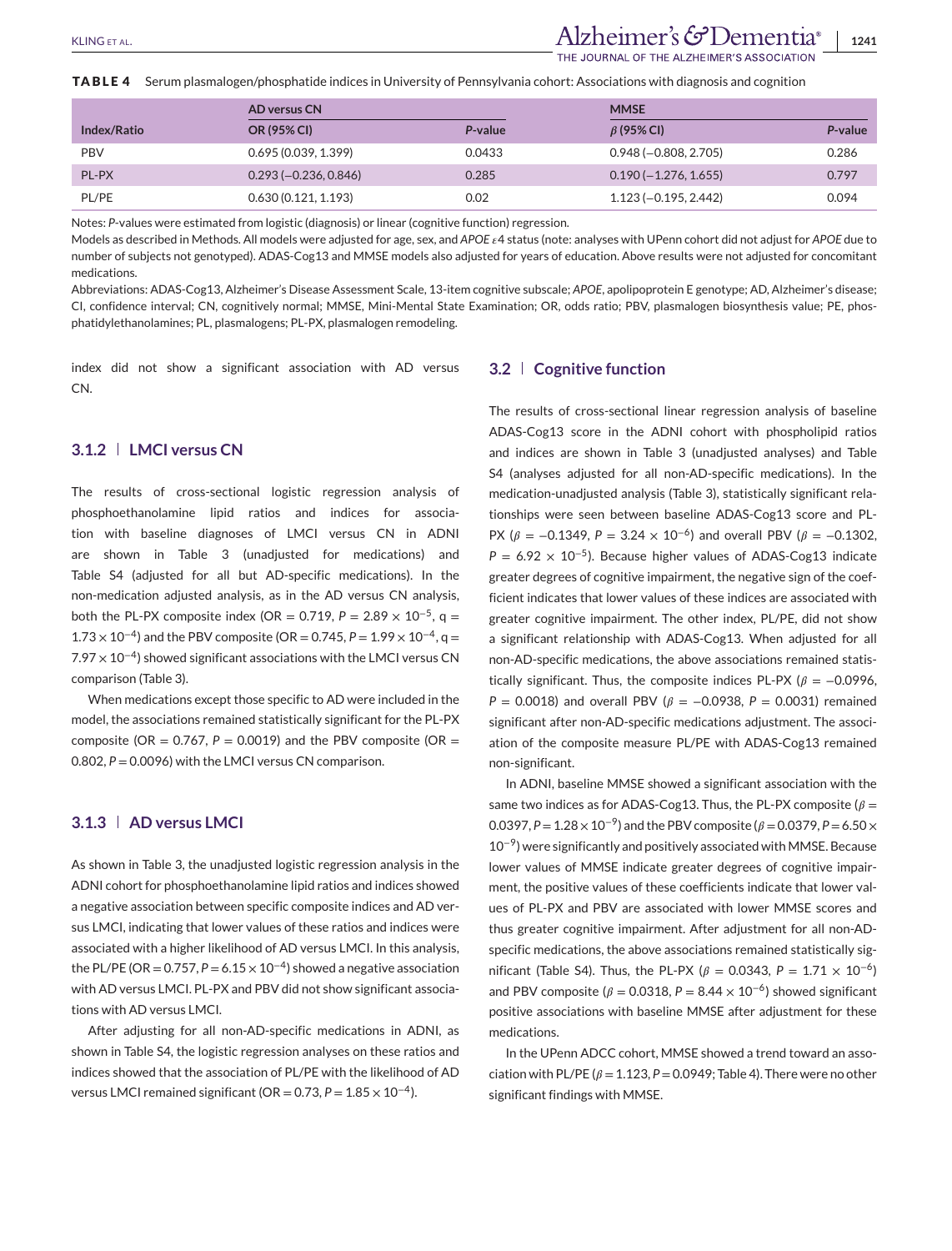**TABLE 4** Serum plasmalogen/phosphatide indices in University of Pennsylvania cohort: Associations with diagnosis and cognition

| | AD versus CN | | MMSE | |
|---|---|---|---|---|
| Index/Ratio | OR (95% CI) | *P*-value | $\beta$ (95% CI) | *P*-value |
| PBV | 0.695 (0.039, 1.399) | 0.0433 | 0.948 (−0.808, 2.705) | 0.286 |
| PL-PX | 0.293 (−0.236, 0.846) | 0.285 | 0.190 (−1.276, 1.655) | 0.797 |
| PL/PE | 0.630 (0.121, 1.193) | 0.02 | 1.123 (−0.195, 2.442) | 0.094 |

Notes: *P*-values were estimated from logistic (diagnosis) or linear (cognitive function) regression.

Models as described in Methods. All models were adjusted for age, sex, and *APOE* $\varepsilon 4$ status (note: analyses with UPenn cohort did not adjust for *APOE* due to number of subjects not genotyped). ADAS-Cog13 and MMSE models also adjusted for years of education. Above results were not adjusted for concomitant medications.

Abbreviations: ADAS-Cog13, Alzheimer's Disease Assessment Scale, 13-item cognitive subscale; *APOE*, apolipoprotein E genotype; AD, Alzheimer's disease; CI, confidence interval; CN, cognitively normal; MMSE, Mini-Mental State Examination; OR, odds ratio; PBV, plasmalogen biosynthesis value; PE, phosphatidylethanolamines; PL, plasmalogens; PL-PX, plasmalogen remodeling.

index did not show a significant association with AD versus CN.

### 3.1.2 | LMCI versus CN

The results of cross-sectional logistic regression analysis of phosphoethanolamine lipid ratios and indices for association with baseline diagnoses of LMCI versus CN in ADNI are shown in Table 3 (unadjusted for medications) and Table S4 (adjusted for all but AD-specific medications). In the non-medication adjusted analysis, as in the AD versus CN analysis, both the PL-PX composite index (OR = 0.719, $P = 2.89 \times 10^{-5}$, q = $1.73 \times 10^{-4}$) and the PBV composite (OR = 0.745, $P = 1.99 \times 10^{-4}$, q = $7.97 \times 10^{-4}$) showed significant associations with the LMCI versus CN comparison (Table 3).

When medications except those specific to AD were included in the model, the associations remained statistically significant for the PL-PX composite (OR = 0.767, $P = 0.0019$) and the PBV composite (OR = 0.802, $P = 0.0096$) with the LMCI versus CN comparison.

### 3.1.3 | AD versus LMCI

As shown in Table 3, the unadjusted logistic regression analysis in the ADNI cohort for phosphoethanolamine lipid ratios and indices showed a negative association between specific composite indices and AD versus LMCI, indicating that lower values of these ratios and indices were associated with a higher likelihood of AD versus LMCI. In this analysis, the PL/PE (OR = 0.757, $P = 6.15 \times 10^{-4}$) showed a negative association with AD versus LMCI. PL-PX and PBV did not show significant associations with AD versus LMCI.

After adjusting for all non-AD-specific medications in ADNI, as shown in Table S4, the logistic regression analyses on these ratios and indices showed that the association of PL/PE with the likelihood of AD versus LMCI remained significant (OR = 0.73, $P = 1.85 \times 10^{-4}$).

## 3.2 | Cognitive function

The results of cross-sectional linear regression analysis of baseline ADAS-Cog13 score in the ADNI cohort with phospholipid ratios and indices are shown in Table 3 (unadjusted analyses) and Table S4 (analyses adjusted for all non-AD-specific medications). In the medication-unadjusted analysis (Table 3), statistically significant relationships were seen between baseline ADAS-Cog13 score and PL-PX ($\beta = -0.1349$, $P = 3.24 \times 10^{-6}$) and overall PBV ($\beta = -0.1302$, $P = 6.92 \times 10^{-5}$). Because higher values of ADAS-Cog13 indicate greater degrees of cognitive impairment, the negative sign of the coefficient indicates that lower values of these indices are associated with greater cognitive impairment. The other index, PL/PE, did not show a significant relationship with ADAS-Cog13. When adjusted for all non-AD-specific medications, the above associations remained statistically significant. Thus, the composite indices PL-PX ($\beta = -0.0996$, $P = 0.0018$) and overall PBV ($\beta = -0.0938$, $P = 0.0031$) remained significant after non-AD-specific medications adjustment. The association of the composite measure PL/PE with ADAS-Cog13 remained non-significant.

In ADNI, baseline MMSE showed a significant association with the same two indices as for ADAS-Cog13. Thus, the PL-PX composite ($\beta = 0.0397$, $P = 1.28 \times 10^{-9}$) and the PBV composite ($\beta = 0.0379$, $P = 6.50 \times 10^{-9}$) were significantly and positively associated with MMSE. Because lower values of MMSE indicate greater degrees of cognitive impairment, the positive values of these coefficients indicate that lower values of PL-PX and PBV are associated with lower MMSE scores and thus greater cognitive impairment. After adjustment for all non-AD-specific medications, the above associations remained statistically significant (Table S4). Thus, the PL-PX ($\beta = 0.0343$, $P = 1.71 \times 10^{-6}$) and PBV composite ($\beta = 0.0318$, $P = 8.44 \times 10^{-6}$) showed significant positive associations with baseline MMSE after adjustment for these medications.

In the UPenn ADCC cohort, MMSE showed a trend toward an association with PL/PE ($\beta = 1.123$, $P = 0.0949$; Table 4). There were no other significant findings with MMSE.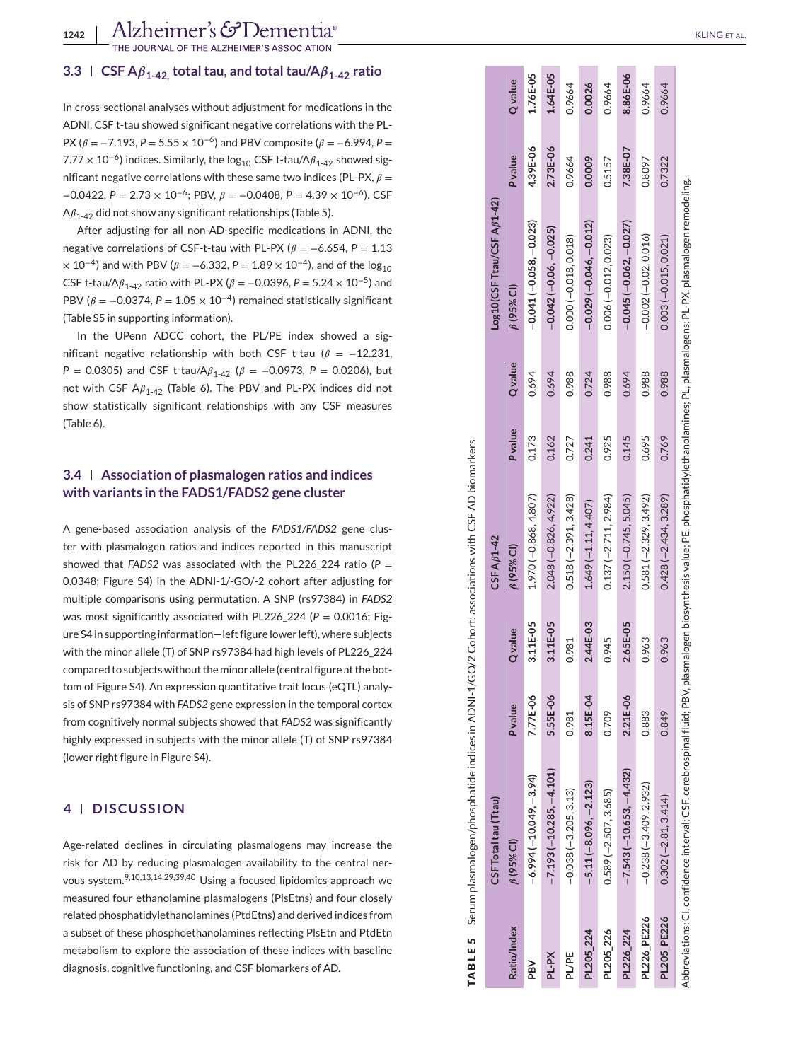## 3.3 | CSF A$\beta_{1-42}$, total tau, and total tau/A$\beta_{1-42}$ ratio

In cross-sectional analyses without adjustment for medications in the ADNI, CSF t-tau showed significant negative correlations with the PL-PX ($\beta = -7.193$, $P = 5.55 \times 10^{-6}$) and PBV composite ($\beta = -6.994$, $P = 7.77 \times 10^{-6}$) indices. Similarly, the $\log_{10}$ CSF t-tau/A$\beta_{1-42}$ showed significant negative correlations with these same two indices (PL-PX, $\beta = -0.0422$, $P = 2.73 \times 10^{-6}$; PBV, $\beta = -0.0408$, $P = 4.39 \times 10^{-6}$). CSF A$\beta_{1-42}$ did not show any significant relationships (Table 5).

After adjusting for all non-AD-specific medications in ADNI, the negative correlations of CSF-t-tau with PL-PX ($\beta = -6.654$, $P = 1.13 \times 10^{-4}$) and with PBV ($\beta = -6.332$, $P = 1.89 \times 10^{-4}$), and of the $\log_{10}$ CSF t-tau/A$\beta_{1-42}$ ratio with PL-PX ($\beta = -0.0396$, $P = 5.24 \times 10^{-5}$) and PBV ($\beta = -0.0374$, $P = 1.05 \times 10^{-4}$) remained statistically significant (Table S5 in supporting information).

In the UPenn ADCC cohort, the PL/PE index showed a significant negative relationship with both CSF t-tau ($\beta = -12.231$, $P = 0.0305$) and CSF t-tau/A$\beta_{1-42}$ ($\beta = -0.0973$, $P = 0.0206$), but not with CSF A$\beta_{1-42}$ (Table 6). The PBV and PL-PX indices did not show statistically significant relationships with any CSF measures (Table 6).

## 3.4 | Association of plasmalogen ratios and indices with variants in the FADS1/FADS2 gene cluster

A gene-based association analysis of the *FADS1/FADS2* gene cluster with plasmalogen ratios and indices reported in this manuscript showed that *FADS2* was associated with the PL226_224 ratio ($P = 0.0348$; Figure S4) in the ADNI-1/-GO/-2 cohort after adjusting for multiple comparisons using permutation. A SNP (rs97384) in *FADS2* was most significantly associated with PL226_224 ($P = 0.0016$; Figure S4 in supporting information—left figure lower left), where subjects with the minor allele (T) of SNP rs97384 had high levels of PL226_224 compared to subjects without the minor allele (central figure at the bottom of Figure S4). An expression quantitative trait locus (eQTL) analysis of SNP rs97384 with *FADS2* gene expression in the temporal cortex from cognitively normal subjects showed that *FADS2* was significantly highly expressed in subjects with the minor allele (T) of SNP rs97384 (lower right figure in Figure S4).

# 4 | DISCUSSION

Age-related declines in circulating plasmalogens may increase the risk for AD by reducing plasmalogen availability to the central nervous system.[9,10,13,14,29,39,40] Using a focused lipidomics approach we measured four ethanolamine plasmalogens (PlsEtns) and four closely related phosphatidylethanolamines (PtdEtns) and derived indices from a subset of these phosphoethanolamines reflecting PlsEtn and PtdEtn metabolism to explore the association of these indices with baseline diagnosis, cognitive functioning, and CSF biomarkers of AD.

**TABLE 5** Serum plasmalogen/phosphatide indices in ADNI-1/GO/2 Cohort: associations with CSF AD biomarkers

| Ratio/Index | CSF Total tau (Ttau) | | | CSF A$\beta$1-42 | | | Log10(CSF Ttau/CSF A$\beta$1-42) | | |
|---|---|---|---|---|---|---|---|---|---|
| | $\beta$ (95% CI) | P value | Q value | $\beta$ (95% CI) | P value | Q value | $\beta$ (95% CI) | P value | Q value |
| PBV | **−6.994 (−10.049, −3.94)** | **7.77E-06** | **3.11E-05** | 1.970 (−0.868, 4.807) | 0.173 | 0.694 | **−0.041 (−0.058, −0.023)** | **4.39E-06** | **1.76E-05** |
| PL-PX | **−7.193 (−10.285, −4.101)** | **5.55E-06** | **3.11E-05** | 2.048 (−0.826, 4.922) | 0.162 | 0.694 | **−0.042 (−0.06, −0.025)** | **2.73E-06** | **1.64E-05** |
| PL/PE | −0.038 (−3.205, 3.13) | 0.981 | 0.981 | 0.518 (−2.391, 3.428) | 0.727 | 0.988 | 0.000 (−0.018, 0.018) | 0.9664 | 0.9664 |
| PL205_224 | **−5.11 (−8.096, −2.123)** | **8.15E-04** | **2.44E-03** | 1.649 (−1.11, 4.407) | 0.241 | 0.724 | **−0.029 (−0.046, −0.012)** | **0.0009** | **0.0026** |
| PL205_226 | 0.589 (−2.507, 3.685) | 0.709 | 0.945 | 0.137 (−2.711, 2.984) | 0.925 | 0.988 | 0.006 (−0.012, 0.023) | 0.5157 | 0.9664 |
| PL226_224 | **−7.543 (−10.653, −4.432)** | **2.21E-06** | **2.65E-05** | 2.150 (−0.745, 5.045) | 0.145 | 0.694 | **−0.045 (−0.062, −0.027)** | **7.38E-07** | **8.86E-06** |
| PL226_PE226 | −0.238 (−3.409, 2.932) | 0.883 | 0.963 | 0.581 (−2.329, 3.492) | 0.695 | 0.988 | −0.002 (−0.02, 0.016) | 0.8097 | 0.9664 |
| PL205_PE226 | 0.302 (−2.81, 3.414) | 0.849 | 0.963 | 0.428 (−2.434, 3.289) | 0.769 | 0.988 | 0.003 (−0.015, 0.021) | 0.7322 | 0.9664 |

Abbreviations: CI, confidence interval; CSF, cerebrospinal fluid; PBV, plasmalogen biosynthesis value; PE, phosphatidylethanolamines; PL, plasmalogens; PL-PX, plasmalogen remodeling.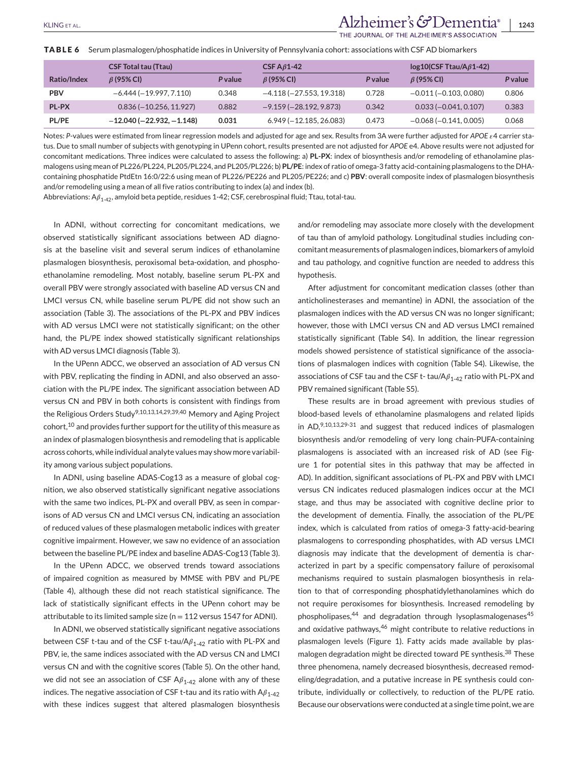**TABLE 6** Serum plasmalogen/phosphatide indices in University of Pennsylvania cohort: associations with CSF AD biomarkers

| | CSF Total tau (Ttau) | | CSF A$\beta$1-42 | | log10(CSF Ttau/A$\beta$1-42) | |
|---|---|---|---|---|---|---|
| **Ratio/Index** | $\beta$ (95% CI) | *P* value | $\beta$ (95% CI) | *P* value | $\beta$ (95% CI) | *P* value |
| **PBV** | −6.444 (−19.997, 7.110) | 0.348 | −4.118 (−27.553, 19.318) | 0.728 | −0.011 (−0.103, 0.080) | 0.806 |
| **PL-PX** | 0.836 (−10.256, 11.927) | 0.882 | −9.159 (−28.192, 9.873) | 0.342 | 0.033 (−0.041, 0.107) | 0.383 |
| **PL/PE** | **−12.040 (−22.932, −1.148)** | **0.031** | 6.949 (−12.185, 26.083) | 0.473 | −0.068 (−0.141, 0.005) | 0.068 |

Notes: *P*-values were estimated from linear regression models and adjusted for age and sex. Results from 3A were further adjusted for *APOE ε*4 carrier status. Due to small number of subjects with genotyping in UPenn cohort, results presented are not adjusted for *APOE* e4. Above results were not adjusted for concomitant medications. Three indices were calculated to assess the following: a) **PL-PX**: index of biosynthesis and/or remodeling of ethanolamine plasmalogens using mean of PL226/PL224, PL205/PL224, and PL205/PL226; b) **PL/PE**: index of ratio of omega-3 fatty acid-containing plasmalogens to the DHA-containing phosphatide PtdEtn 16:0/22:6 using mean of PL226/PE226 and PL205/PE226; and c) **PBV**: overall composite index of plasmalogen biosynthesis and/or remodeling using a mean of all five ratios contributing to index (a) and index (b).

Abbreviations: A$\beta_{1-42}$, amyloid beta peptide, residues 1-42; CSF, cerebrospinal fluid; Ttau, total-tau.

In ADNI, without correcting for concomitant medications, we observed statistically significant associations between AD diagnosis at the baseline visit and several serum indices of ethanolamine plasmalogen biosynthesis, peroxisomal beta-oxidation, and phosphoethanolamine remodeling. Most notably, baseline serum PL-PX and overall PBV were strongly associated with baseline AD versus CN and LMCI versus CN, while baseline serum PL/PE did not show such an association (Table 3). The associations of the PL-PX and PBV indices with AD versus LMCI were not statistically significant; on the other hand, the PL/PE index showed statistically significant relationships with AD versus LMCI diagnosis (Table 3).

In the UPenn ADCC, we observed an association of AD versus CN with PBV, replicating the finding in ADNI, and also observed an association with the PL/PE index. The significant association between AD versus CN and PBV in both cohorts is consistent with findings from the Religious Orders Study[9,10,13,14,29,39,40] Memory and Aging Project cohort,[10] and provides further support for the utility of this measure as an index of plasmalogen biosynthesis and remodeling that is applicable across cohorts, while individual analyte values may show more variability among various subject populations.

In ADNI, using baseline ADAS-Cog13 as a measure of global cognition, we also observed statistically significant negative associations with the same two indices, PL-PX and overall PBV, as seen in comparisons of AD versus CN and LMCI versus CN, indicating an association of reduced values of these plasmalogen metabolic indices with greater cognitive impairment. However, we saw no evidence of an association between the baseline PL/PE index and baseline ADAS-Cog13 (Table 3).

In the UPenn ADCC, we observed trends toward associations of impaired cognition as measured by MMSE with PBV and PL/PE (Table 4), although these did not reach statistical significance. The lack of statistically significant effects in the UPenn cohort may be attributable to its limited sample size (n = 112 versus 1547 for ADNI).

In ADNI, we observed statistically significant negative associations between CSF t-tau and of the CSF t-tau/A$\beta_{1-42}$ ratio with PL-PX and PBV, ie, the same indices associated with the AD versus CN and LMCI versus CN and with the cognitive scores (Table 5). On the other hand, we did not see an association of CSF A$\beta_{1-42}$ alone with any of these indices. The negative association of CSF t-tau and its ratio with A$\beta_{1-42}$ with these indices suggest that altered plasmalogen biosynthesis and/or remodeling may associate more closely with the development of tau than of amyloid pathology. Longitudinal studies including concomitant measurements of plasmalogen indices, biomarkers of amyloid and tau pathology, and cognitive function are needed to address this hypothesis.

After adjustment for concomitant medication classes (other than anticholinesterases and memantine) in ADNI, the association of the plasmalogen indices with the AD versus CN was no longer significant; however, those with LMCI versus CN and AD versus LMCI remained statistically significant (Table S4). In addition, the linear regression models showed persistence of statistical significance of the associations of plasmalogen indices with cognition (Table S4). Likewise, the associations of CSF tau and the CSF t- tau/A$\beta_{1-42}$ ratio with PL-PX and PBV remained significant (Table S5).

These results are in broad agreement with previous studies of blood-based levels of ethanolamine plasmalogens and related lipids in AD,[9,10,13,29-31] and suggest that reduced indices of plasmalogen biosynthesis and/or remodeling of very long chain-PUFA-containing plasmalogens is associated with an increased risk of AD (see Figure 1 for potential sites in this pathway that may be affected in AD). In addition, significant associations of PL-PX and PBV with LMCI versus CN indicates reduced plasmalogen indices occur at the MCI stage, and thus may be associated with cognitive decline prior to the development of dementia. Finally, the association of the PL/PE index, which is calculated from ratios of omega-3 fatty-acid-bearing plasmalogens to corresponding phosphatides, with AD versus LMCI diagnosis may indicate that the development of dementia is characterized in part by a specific compensatory failure of peroxisomal mechanisms required to sustain plasmalogen biosynthesis in relation to that of corresponding phosphatidylethanolamines which do not require peroxisomes for biosynthesis. Increased remodeling by phospholipases,[44] and degradation through lysoplasmalogenases[45] and oxidative pathways,[46] might contribute to relative reductions in plasmalogen levels (Figure 1). Fatty acids made available by plasmalogen degradation might be directed toward PE synthesis.[38] These three phenomena, namely decreased biosynthesis, decreased remodeling/degradation, and a putative increase in PE synthesis could contribute, individually or collectively, to reduction of the PL/PE ratio. Because our observations were conducted at a single time point, we are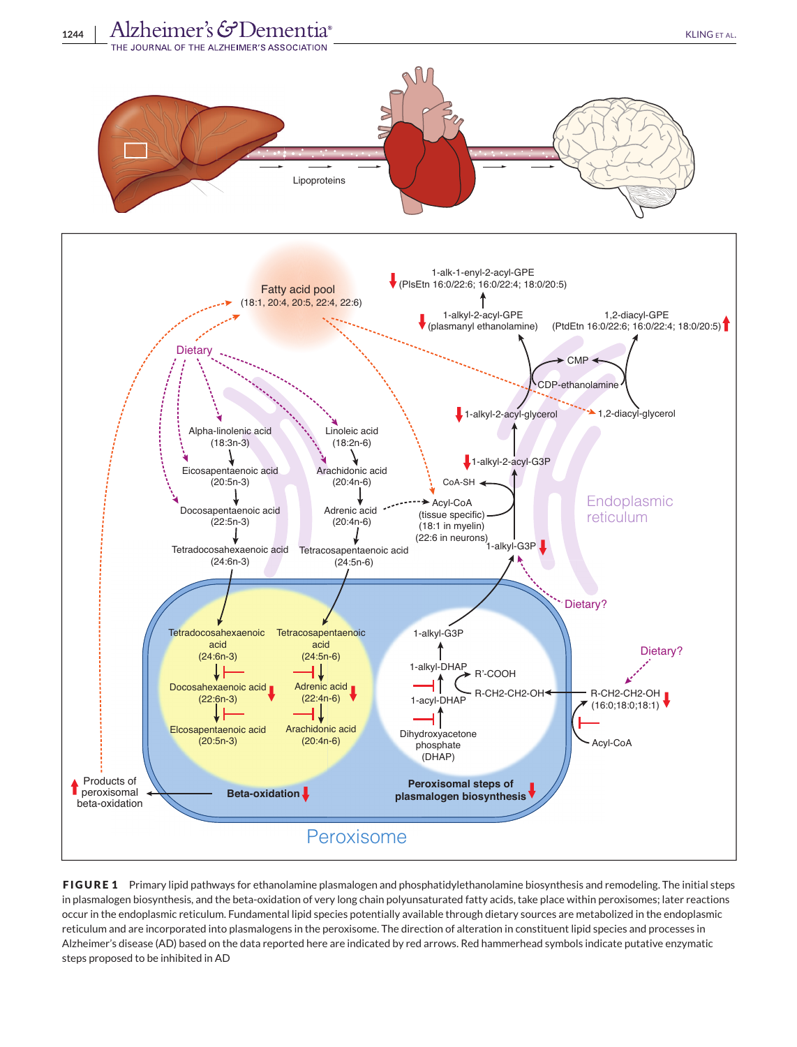**FIGURE 1** Primary lipid pathways for ethanolamine plasmalogen and phosphatidylethanolamine biosynthesis and remodeling. The initial steps in plasmalogen biosynthesis, and the beta-oxidation of very long chain polyunsaturated fatty acids, take place within peroxisomes; later reactions occur in the endoplasmic reticulum. Fundamental lipid species potentially available through dietary sources are metabolized in the endoplasmic reticulum and are incorporated into plasmalogens in the peroxisome. The direction of alteration in constituent lipid species and processes in Alzheimer's disease (AD) based on the data reported here are indicated by red arrows. Red hammerhead symbols indicate putative enzymatic steps proposed to be inhibited in AD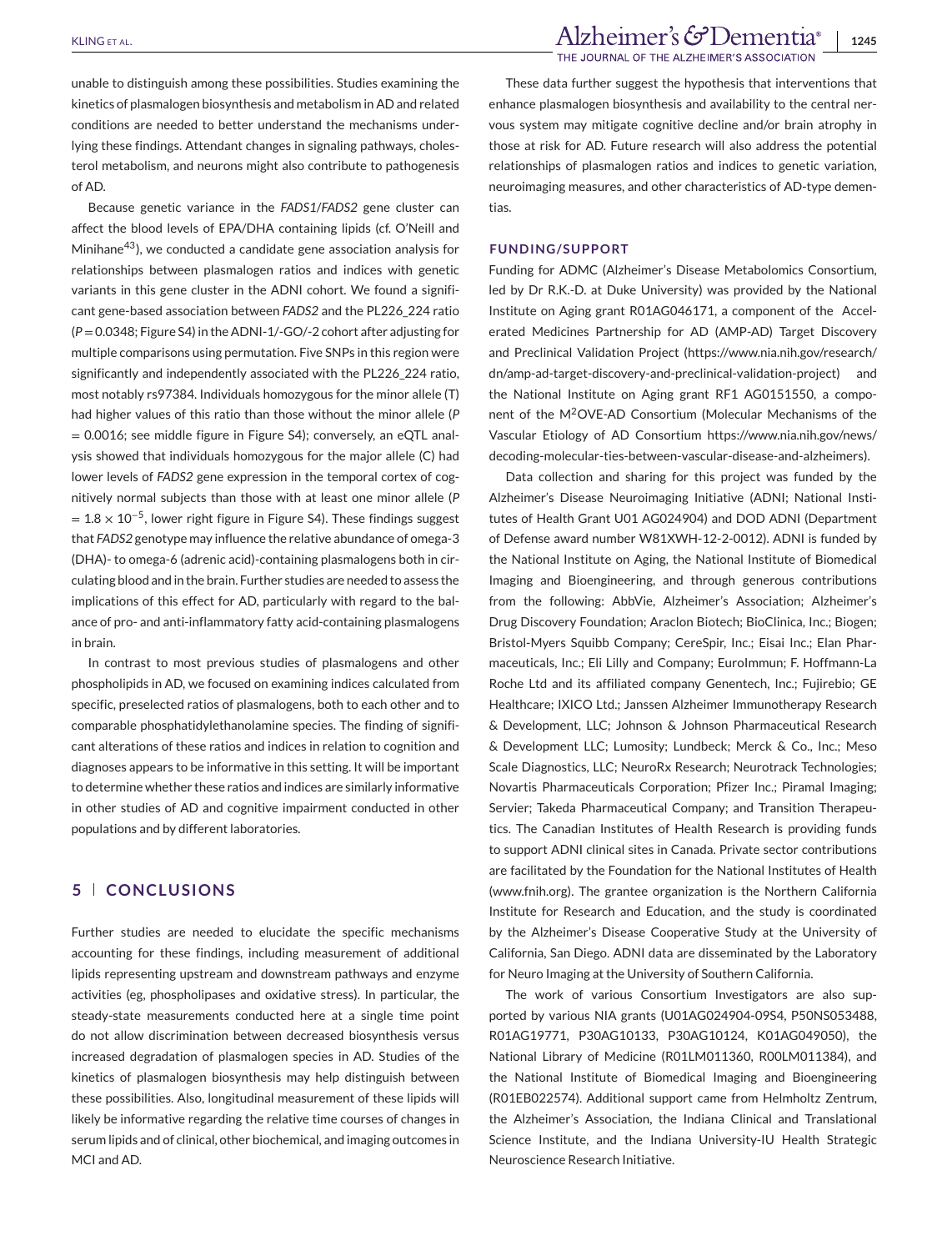unable to distinguish among these possibilities. Studies examining the kinetics of plasmalogen biosynthesis and metabolism in AD and related conditions are needed to better understand the mechanisms underlying these findings. Attendant changes in signaling pathways, cholesterol metabolism, and neurons might also contribute to pathogenesis of AD.

Because genetic variance in the *FADS1/FADS2* gene cluster can affect the blood levels of EPA/DHA containing lipids (cf. O'Neill and Minihane[43]), we conducted a candidate gene association analysis for relationships between plasmalogen ratios and indices with genetic variants in this gene cluster in the ADNI cohort. We found a significant gene-based association between *FADS2* and the PL226_224 ratio ($P = 0.0348$; Figure S4) in the ADNI-1/-GO/-2 cohort after adjusting for multiple comparisons using permutation. Five SNPs in this region were significantly and independently associated with the PL226_224 ratio, most notably rs97384. Individuals homozygous for the minor allele (T) had higher values of this ratio than those without the minor allele ($P = 0.0016$; see middle figure in Figure S4); conversely, an eQTL analysis showed that individuals homozygous for the major allele (C) had lower levels of *FADS2* gene expression in the temporal cortex of cognitively normal subjects than those with at least one minor allele ($P = 1.8 \times 10^{-5}$, lower right figure in Figure S4). These findings suggest that *FADS2* genotype may influence the relative abundance of omega-3 (DHA)- to omega-6 (adrenic acid)-containing plasmalogens both in circulating blood and in the brain. Further studies are needed to assess the implications of this effect for AD, particularly with regard to the balance of pro- and anti-inflammatory fatty acid-containing plasmalogens in brain.

In contrast to most previous studies of plasmalogens and other phospholipids in AD, we focused on examining indices calculated from specific, preselected ratios of plasmalogens, both to each other and to comparable phosphatidylethanolamine species. The finding of significant alterations of these ratios and indices in relation to cognition and diagnoses appears to be informative in this setting. It will be important to determine whether these ratios and indices are similarly informative in other studies of AD and cognitive impairment conducted in other populations and by different laboratories.

## 5 | CONCLUSIONS

Further studies are needed to elucidate the specific mechanisms accounting for these findings, including measurement of additional lipids representing upstream and downstream pathways and enzyme activities (eg, phospholipases and oxidative stress). In particular, the steady-state measurements conducted here at a single time point do not allow discrimination between decreased biosynthesis versus increased degradation of plasmalogen species in AD. Studies of the kinetics of plasmalogen biosynthesis may help distinguish between these possibilities. Also, longitudinal measurement of these lipids will likely be informative regarding the relative time courses of changes in serum lipids and of clinical, other biochemical, and imaging outcomes in MCI and AD.

These data further suggest the hypothesis that interventions that enhance plasmalogen biosynthesis and availability to the central nervous system may mitigate cognitive decline and/or brain atrophy in those at risk for AD. Future research will also address the potential relationships of plasmalogen ratios and indices to genetic variation, neuroimaging measures, and other characteristics of AD-type dementias.

### FUNDING/SUPPORT

Funding for ADMC (Alzheimer's Disease Metabolomics Consortium, led by Dr R.K.-D. at Duke University) was provided by the National Institute on Aging grant R01AG046171, a component of the Accelerated Medicines Partnership for AD (AMP-AD) Target Discovery and Preclinical Validation Project (https://www.nia.nih.gov/research/dn/amp-ad-target-discovery-and-preclinical-validation-project) and the National Institute on Aging grant RF1 AG0151550, a component of the M[2]OVE-AD Consortium (Molecular Mechanisms of the Vascular Etiology of AD Consortium https://www.nia.nih.gov/news/decoding-molecular-ties-between-vascular-disease-and-alzheimers).

Data collection and sharing for this project was funded by the Alzheimer's Disease Neuroimaging Initiative (ADNI; National Institutes of Health Grant U01 AG024904) and DOD ADNI (Department of Defense award number W81XWH-12-2-0012). ADNI is funded by the National Institute on Aging, the National Institute of Biomedical Imaging and Bioengineering, and through generous contributions from the following: AbbVie, Alzheimer's Association; Alzheimer's Drug Discovery Foundation; Araclon Biotech; BioClinica, Inc.; Biogen; Bristol-Myers Squibb Company; CereSpir, Inc.; Eisai Inc.; Elan Pharmaceuticals, Inc.; Eli Lilly and Company; EuroImmun; F. Hoffmann-La Roche Ltd and its affiliated company Genentech, Inc.; Fujirebio; GE Healthcare; IXICO Ltd.; Janssen Alzheimer Immunotherapy Research & Development, LLC; Johnson & Johnson Pharmaceutical Research & Development LLC; Lumosity; Lundbeck; Merck & Co., Inc.; Meso Scale Diagnostics, LLC; NeuroRx Research; Neurotrack Technologies; Novartis Pharmaceuticals Corporation; Pfizer Inc.; Piramal Imaging; Servier; Takeda Pharmaceutical Company; and Transition Therapeutics. The Canadian Institutes of Health Research is providing funds to support ADNI clinical sites in Canada. Private sector contributions are facilitated by the Foundation for the National Institutes of Health (www.fnih.org). The grantee organization is the Northern California Institute for Research and Education, and the study is coordinated by the Alzheimer's Disease Cooperative Study at the University of California, San Diego. ADNI data are disseminated by the Laboratory for Neuro Imaging at the University of Southern California.

The work of various Consortium Investigators are also supported by various NIA grants (U01AG024904-09S4, P50NS053488, R01AG19771, P30AG10133, P30AG10124, K01AG049050), the National Library of Medicine (R01LM011360, R00LM011384), and the National Institute of Biomedical Imaging and Bioengineering (R01EB022574). Additional support came from Helmholtz Zentrum, the Alzheimer's Association, the Indiana Clinical and Translational Science Institute, and the Indiana University-IU Health Strategic Neuroscience Research Initiative.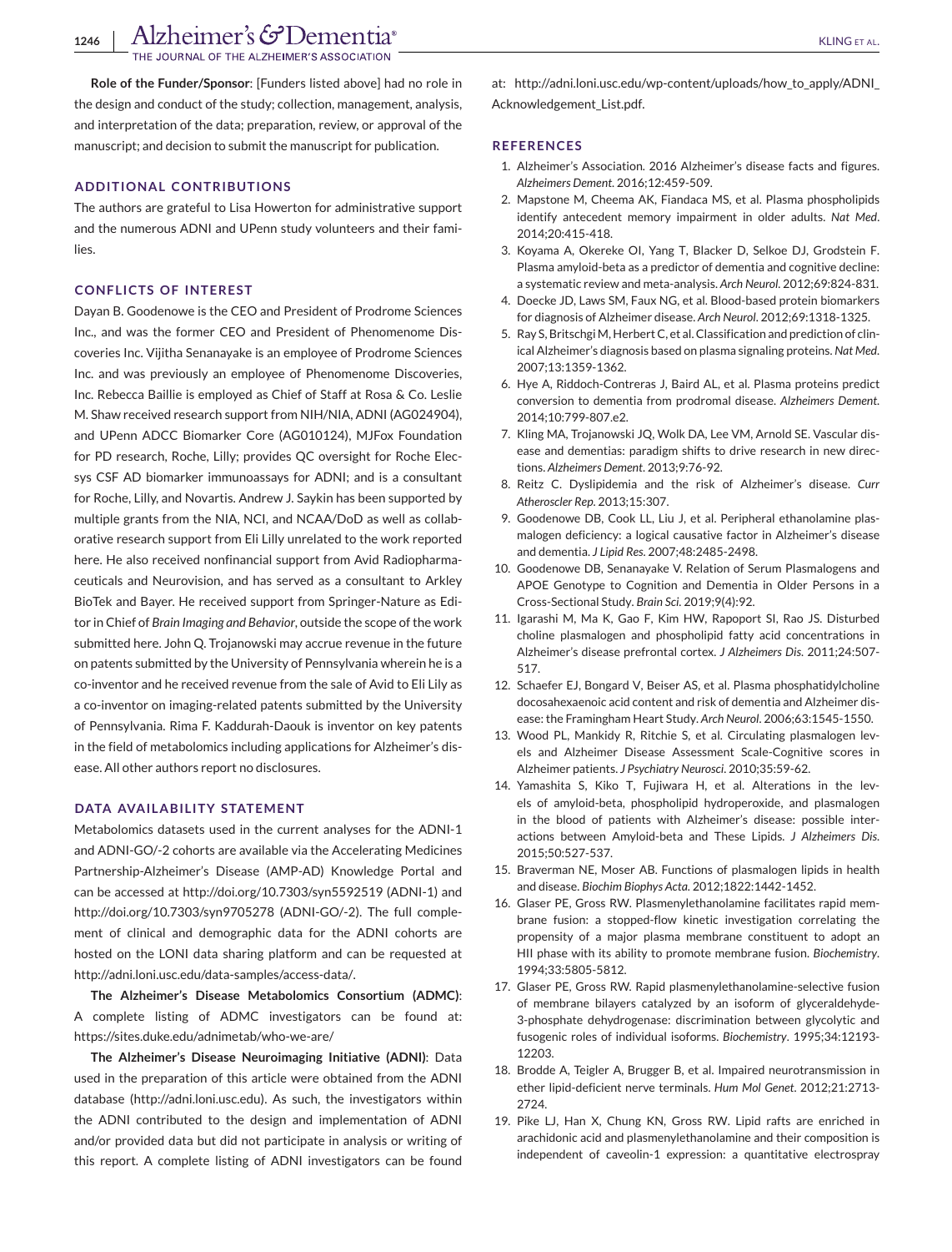**Role of the Funder/Sponsor**: [Funders listed above] had no role in the design and conduct of the study; collection, management, analysis, and interpretation of the data; preparation, review, or approval of the manuscript; and decision to submit the manuscript for publication.

## ADDITIONAL CONTRIBUTIONS

The authors are grateful to Lisa Howerton for administrative support and the numerous ADNI and UPenn study volunteers and their families.

## CONFLICTS OF INTEREST

Dayan B. Goodenowe is the CEO and President of Prodrome Sciences Inc., and was the former CEO and President of Phenomenome Discoveries Inc. Vijitha Senanayake is an employee of Prodrome Sciences Inc. and was previously an employee of Phenomenome Discoveries, Inc. Rebecca Baillie is employed as Chief of Staff at Rosa & Co. Leslie M. Shaw received research support from NIH/NIA, ADNI (AG024904), and UPenn ADCC Biomarker Core (AG010124), MJFox Foundation for PD research, Roche, Lilly; provides QC oversight for Roche Elecsys CSF AD biomarker immunoassays for ADNI; and is a consultant for Roche, Lilly, and Novartis. Andrew J. Saykin has been supported by multiple grants from the NIA, NCI, and NCAA/DoD as well as collaborative research support from Eli Lilly unrelated to the work reported here. He also received nonfinancial support from Avid Radiopharmaceuticals and Neurovision, and has served as a consultant to Arkley BioTek and Bayer. He received support from Springer-Nature as Editor in Chief of *Brain Imaging and Behavior*, outside the scope of the work submitted here. John Q. Trojanowski may accrue revenue in the future on patents submitted by the University of Pennsylvania wherein he is a co-inventor and he received revenue from the sale of Avid to Eli Lily as a co-inventor on imaging-related patents submitted by the University of Pennsylvania. Rima F. Kaddurah-Daouk is inventor on key patents in the field of metabolomics including applications for Alzheimer's disease. All other authors report no disclosures.

## DATA AVAILABILITY STATEMENT

Metabolomics datasets used in the current analyses for the ADNI-1 and ADNI-GO/-2 cohorts are available via the Accelerating Medicines Partnership-Alzheimer's Disease (AMP-AD) Knowledge Portal and can be accessed at http://doi.org/10.7303/syn5592519 (ADNI-1) and http://doi.org/10.7303/syn9705278 (ADNI-GO/-2). The full complement of clinical and demographic data for the ADNI cohorts are hosted on the LONI data sharing platform and can be requested at http://adni.loni.usc.edu/data-samples/access-data/.

**The Alzheimer's Disease Metabolomics Consortium (ADMC)**: A complete listing of ADMC investigators can be found at: https://sites.duke.edu/adnimetab/who-we-are/

**The Alzheimer's Disease Neuroimaging Initiative (ADNI)**: Data used in the preparation of this article were obtained from the ADNI database (http://adni.loni.usc.edu). As such, the investigators within the ADNI contributed to the design and implementation of ADNI and/or provided data but did not participate in analysis or writing of this report. A complete listing of ADNI investigators can be found at: http://adni.loni.usc.edu/wp-content/uploads/how_to_apply/ADNI_Acknowledgement_List.pdf.

## REFERENCES

1. Alzheimer's Association. 2016 Alzheimer's disease facts and figures. *Alzheimers Dement*. 2016;12:459-509.
2. Mapstone M, Cheema AK, Fiandaca MS, et al. Plasma phospholipids identify antecedent memory impairment in older adults. *Nat Med*. 2014;20:415-418.
3. Koyama A, Okereke OI, Yang T, Blacker D, Selkoe DJ, Grodstein F. Plasma amyloid-beta as a predictor of dementia and cognitive decline: a systematic review and meta-analysis. *Arch Neurol*. 2012;69:824-831.
4. Doecke JD, Laws SM, Faux NG, et al. Blood-based protein biomarkers for diagnosis of Alzheimer disease. *Arch Neurol*. 2012;69:1318-1325.
5. Ray S, Britschgi M, Herbert C, et al. Classification and prediction of clinical Alzheimer's diagnosis based on plasma signaling proteins. *Nat Med*. 2007;13:1359-1362.
6. Hye A, Riddoch-Contreras J, Baird AL, et al. Plasma proteins predict conversion to dementia from prodromal disease. *Alzheimers Dement*. 2014;10:799-807.e2.
7. Kling MA, Trojanowski JQ, Wolk DA, Lee VM, Arnold SE. Vascular disease and dementias: paradigm shifts to drive research in new directions. *Alzheimers Dement*. 2013;9:76-92.
8. Reitz C. Dyslipidemia and the risk of Alzheimer's disease. *Curr Atheroscler Rep*. 2013;15:307.
9. Goodenowe DB, Cook LL, Liu J, et al. Peripheral ethanolamine plasmalogen deficiency: a logical causative factor in Alzheimer's disease and dementia. *J Lipid Res*. 2007;48:2485-2498.
10. Goodenowe DB, Senanayake V. Relation of Serum Plasmalogens and APOE Genotype to Cognition and Dementia in Older Persons in a Cross-Sectional Study. *Brain Sci*. 2019;9(4):92.
11. Igarashi M, Ma K, Gao F, Kim HW, Rapoport SI, Rao JS. Disturbed choline plasmalogen and phospholipid fatty acid concentrations in Alzheimer's disease prefrontal cortex. *J Alzheimers Dis*. 2011;24:507-517.
12. Schaefer EJ, Bongard V, Beiser AS, et al. Plasma phosphatidylcholine docosahexaenoic acid content and risk of dementia and Alzheimer disease: the Framingham Heart Study. *Arch Neurol*. 2006;63:1545-1550.
13. Wood PL, Mankidy R, Ritchie S, et al. Circulating plasmalogen levels and Alzheimer Disease Assessment Scale-Cognitive scores in Alzheimer patients. *J Psychiatry Neurosci*. 2010;35:59-62.
14. Yamashita S, Kiko T, Fujiwara H, et al. Alterations in the levels of amyloid-beta, phospholipid hydroperoxide, and plasmalogen in the blood of patients with Alzheimer's disease: possible interactions between Amyloid-beta and These Lipids. *J Alzheimers Dis*. 2015;50:527-537.
15. Braverman NE, Moser AB. Functions of plasmalogen lipids in health and disease. *Biochim Biophys Acta*. 2012;1822:1442-1452.
16. Glaser PE, Gross RW. Plasmenylethanolamine facilitates rapid membrane fusion: a stopped-flow kinetic investigation correlating the propensity of a major plasma membrane constituent to adopt an HII phase with its ability to promote membrane fusion. *Biochemistry*. 1994;33:5805-5812.
17. Glaser PE, Gross RW. Rapid plasmenylethanolamine-selective fusion of membrane bilayers catalyzed by an isoform of glyceraldehyde-3-phosphate dehydrogenase: discrimination between glycolytic and fusogenic roles of individual isoforms. *Biochemistry*. 1995;34:12193-12203.
18. Brodde A, Teigler A, Brugger B, et al. Impaired neurotransmission in ether lipid-deficient nerve terminals. *Hum Mol Genet*. 2012;21:2713-2724.
19. Pike LJ, Han X, Chung KN, Gross RW. Lipid rafts are enriched in arachidonic acid and plasmenylethanolamine and their composition is independent of caveolin-1 expression: a quantitative electrospray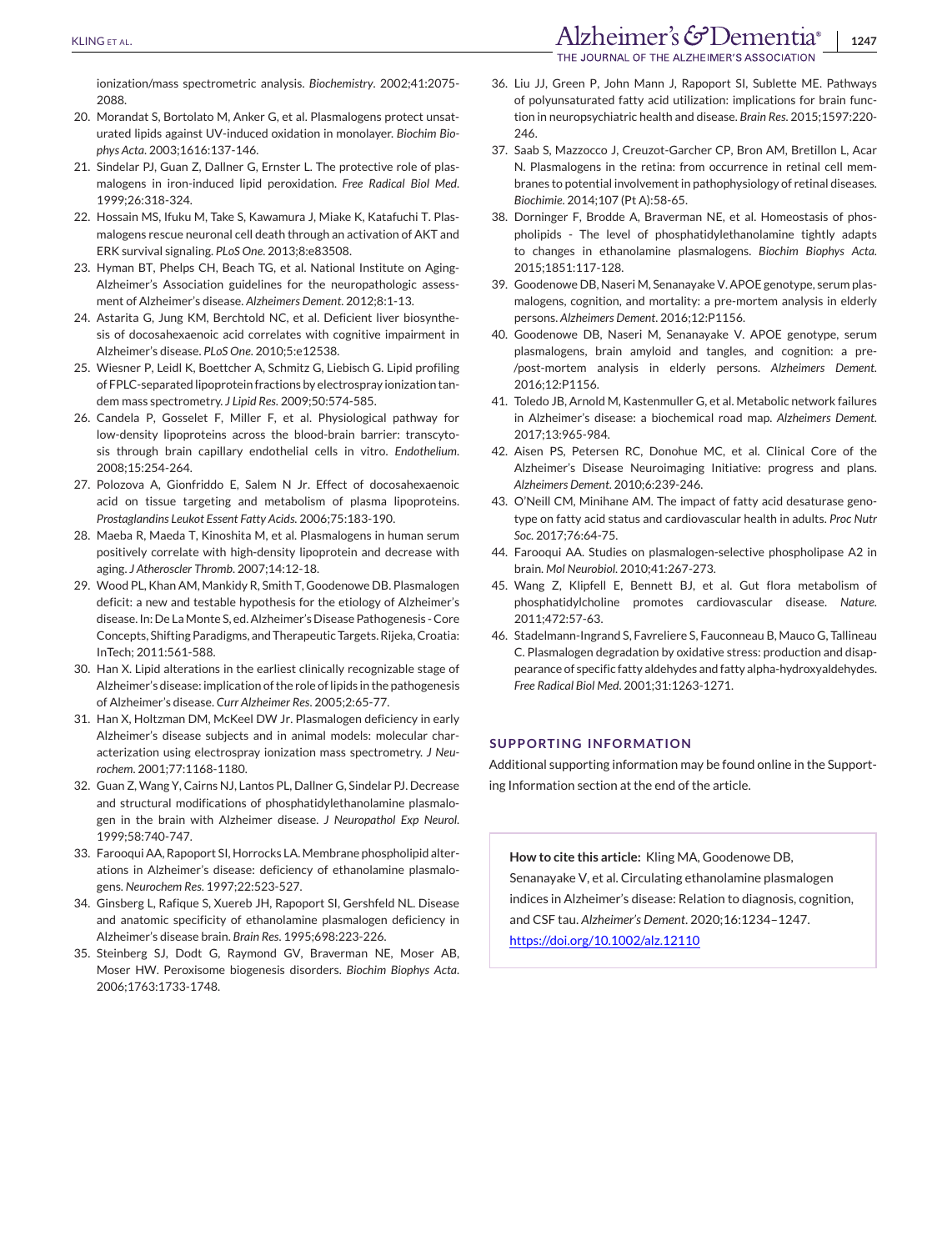ionization/mass spectrometric analysis. *Biochemistry*. 2002;41:2075-2088.

20. Morandat S, Bortolato M, Anker G, et al. Plasmalogens protect unsaturated lipids against UV-induced oxidation in monolayer. *Biochim Biophys Acta*. 2003;1616:137-146.
21. Sindelar PJ, Guan Z, Dallner G, Ernster L. The protective role of plasmalogens in iron-induced lipid peroxidation. *Free Radical Biol Med*. 1999;26:318-324.
22. Hossain MS, Ifuku M, Take S, Kawamura J, Miake K, Katafuchi T. Plasmalogens rescue neuronal cell death through an activation of AKT and ERK survival signaling. *PLoS One*. 2013;8:e83508.
23. Hyman BT, Phelps CH, Beach TG, et al. National Institute on Aging-Alzheimer's Association guidelines for the neuropathologic assessment of Alzheimer's disease. *Alzheimers Dement*. 2012;8:1-13.
24. Astarita G, Jung KM, Berchtold NC, et al. Deficient liver biosynthesis of docosahexaenoic acid correlates with cognitive impairment in Alzheimer's disease. *PLoS One*. 2010;5:e12538.
25. Wiesner P, Leidl K, Boettcher A, Schmitz G, Liebisch G. Lipid profiling of FPLC-separated lipoprotein fractions by electrospray ionization tandem mass spectrometry. *J Lipid Res*. 2009;50:574-585.
26. Candela P, Gosselet F, Miller F, et al. Physiological pathway for low-density lipoproteins across the blood-brain barrier: transcytosis through brain capillary endothelial cells in vitro. *Endothelium*. 2008;15:254-264.
27. Polozova A, Gionfriddo E, Salem N Jr. Effect of docosahexaenoic acid on tissue targeting and metabolism of plasma lipoproteins. *Prostaglandins Leukot Essent Fatty Acids*. 2006;75:183-190.
28. Maeba R, Maeda T, Kinoshita M, et al. Plasmalogens in human serum positively correlate with high-density lipoprotein and decrease with aging. *J Atheroscler Thromb*. 2007;14:12-18.
29. Wood PL, Khan AM, Mankidy R, Smith T, Goodenowe DB. Plasmalogen deficit: a new and testable hypothesis for the etiology of Alzheimer's disease. In: De La Monte S, ed. Alzheimer's Disease Pathogenesis - Core Concepts, Shifting Paradigms, and Therapeutic Targets. Rijeka, Croatia: InTech; 2011:561-588.
30. Han X. Lipid alterations in the earliest clinically recognizable stage of Alzheimer's disease: implication of the role of lipids in the pathogenesis of Alzheimer's disease. *Curr Alzheimer Res*. 2005;2:65-77.
31. Han X, Holtzman DM, McKeel DW Jr. Plasmalogen deficiency in early Alzheimer's disease subjects and in animal models: molecular characterization using electrospray ionization mass spectrometry. *J Neurochem*. 2001;77:1168-1180.
32. Guan Z, Wang Y, Cairns NJ, Lantos PL, Dallner G, Sindelar PJ. Decrease and structural modifications of phosphatidylethanolamine plasmalogen in the brain with Alzheimer disease. *J Neuropathol Exp Neurol*. 1999;58:740-747.
33. Farooqui AA, Rapoport SI, Horrocks LA. Membrane phospholipid alterations in Alzheimer's disease: deficiency of ethanolamine plasmalogens. *Neurochem Res*. 1997;22:523-527.
34. Ginsberg L, Rafique S, Xuereb JH, Rapoport SI, Gershfeld NL. Disease and anatomic specificity of ethanolamine plasmalogen deficiency in Alzheimer's disease brain. *Brain Res*. 1995;698:223-226.
35. Steinberg SJ, Dodt G, Raymond GV, Braverman NE, Moser AB, Moser HW. Peroxisome biogenesis disorders. *Biochim Biophys Acta*. 2006;1763:1733-1748.
36. Liu JJ, Green P, John Mann J, Rapoport SI, Sublette ME. Pathways of polyunsaturated fatty acid utilization: implications for brain function in neuropsychiatric health and disease. *Brain Res*. 2015;1597:220-246.
37. Saab S, Mazzocco J, Creuzot-Garcher CP, Bron AM, Bretillon L, Acar N. Plasmalogens in the retina: from occurrence in retinal cell membranes to potential involvement in pathophysiology of retinal diseases. *Biochimie*. 2014;107 (Pt A):58-65.
38. Dorninger F, Brodde A, Braverman NE, et al. Homeostasis of phospholipids - The level of phosphatidylethanolamine tightly adapts to changes in ethanolamine plasmalogens. *Biochim Biophys Acta*. 2015;1851:117-128.
39. Goodenowe DB, Naseri M, Senanayake V. APOE genotype, serum plasmalogens, cognition, and mortality: a pre-mortem analysis in elderly persons. *Alzheimers Dement*. 2016;12:P1156.
40. Goodenowe DB, Naseri M, Senanayake V. APOE genotype, serum plasmalogens, brain amyloid and tangles, and cognition: a pre-/post-mortem analysis in elderly persons. *Alzheimers Dement*. 2016;12:P1156.
41. Toledo JB, Arnold M, Kastenmuller G, et al. Metabolic network failures in Alzheimer's disease: a biochemical road map. *Alzheimers Dement*. 2017;13:965-984.
42. Aisen PS, Petersen RC, Donohue MC, et al. Clinical Core of the Alzheimer's Disease Neuroimaging Initiative: progress and plans. *Alzheimers Dement*. 2010;6:239-246.
43. O'Neill CM, Minihane AM. The impact of fatty acid desaturase genotype on fatty acid status and cardiovascular health in adults. *Proc Nutr Soc*. 2017;76:64-75.
44. Farooqui AA. Studies on plasmalogen-selective phospholipase A2 in brain. *Mol Neurobiol*. 2010;41:267-273.
45. Wang Z, Klipfell E, Bennett BJ, et al. Gut flora metabolism of phosphatidylcholine promotes cardiovascular disease. *Nature*. 2011;472:57-63.
46. Stadelmann-Ingrand S, Favreliere S, Fauconneau B, Mauco G, Tallineau C. Plasmalogen degradation by oxidative stress: production and disappearance of specific fatty aldehydes and fatty alpha-hydroxyaldehydes. *Free Radical Biol Med*. 2001;31:1263-1271.

## SUPPORTING INFORMATION

Additional supporting information may be found online in the Supporting Information section at the end of the article.

**How to cite this article:** Kling MA, Goodenowe DB, Senanayake V, et al. Circulating ethanolamine plasmalogen indices in Alzheimer's disease: Relation to diagnosis, cognition, and CSF tau. *Alzheimer's Dement*. 2020;16:1234–1247. https://doi.org/10.1002/alz.12110